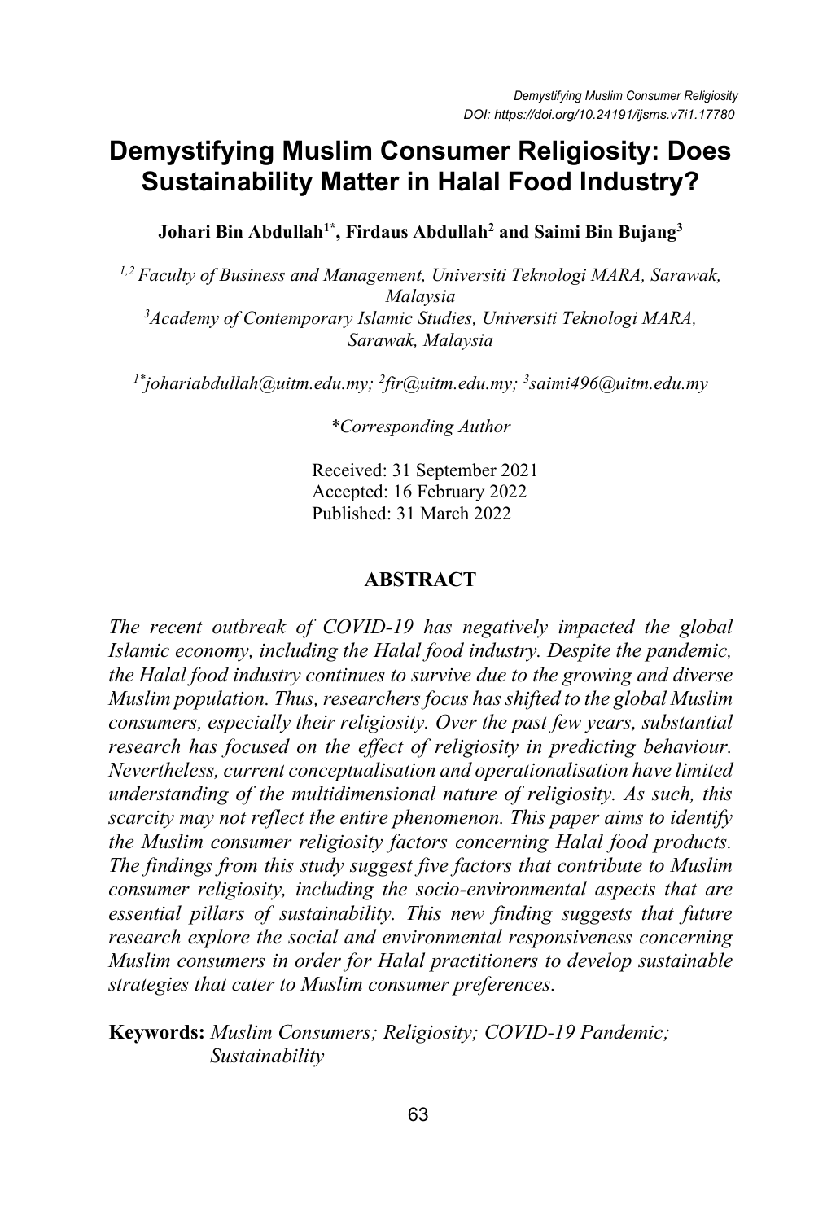# Demystifying Muslim Consumer Religiosity: Does Sustainability Matter in Halal Food Industry?

**Johari Bin Abdullah[1*], Firdaus Abdullah[2] and Saimi Bin Bujang[3]**

*[1,2] Faculty of Business and Management, Universiti Teknologi MARA, Sarawak, Malaysia*
*[3] Academy of Contemporary Islamic Studies, Universiti Teknologi MARA, Sarawak, Malaysia*

*[1*] johariabdullah@uitm.edu.my; [2] fir@uitm.edu.my; [3] saimi496@uitm.edu.my*

*\*Corresponding Author*

Received: 31 September 2021
Accepted: 16 February 2022
Published: 31 March 2022

## ABSTRACT

*The recent outbreak of COVID-19 has negatively impacted the global Islamic economy, including the Halal food industry. Despite the pandemic, the Halal food industry continues to survive due to the growing and diverse Muslim population. Thus, researchers focus has shifted to the global Muslim consumers, especially their religiosity. Over the past few years, substantial research has focused on the effect of religiosity in predicting behaviour. Nevertheless, current conceptualisation and operationalisation have limited understanding of the multidimensional nature of religiosity. As such, this scarcity may not reflect the entire phenomenon. This paper aims to identify the Muslim consumer religiosity factors concerning Halal food products. The findings from this study suggest five factors that contribute to Muslim consumer religiosity, including the socio-environmental aspects that are essential pillars of sustainability. This new finding suggests that future research explore the social and environmental responsiveness concerning Muslim consumers in order for Halal practitioners to develop sustainable strategies that cater to Muslim consumer preferences.*

**Keywords:** *Muslim Consumers; Religiosity; COVID-19 Pandemic; Sustainability*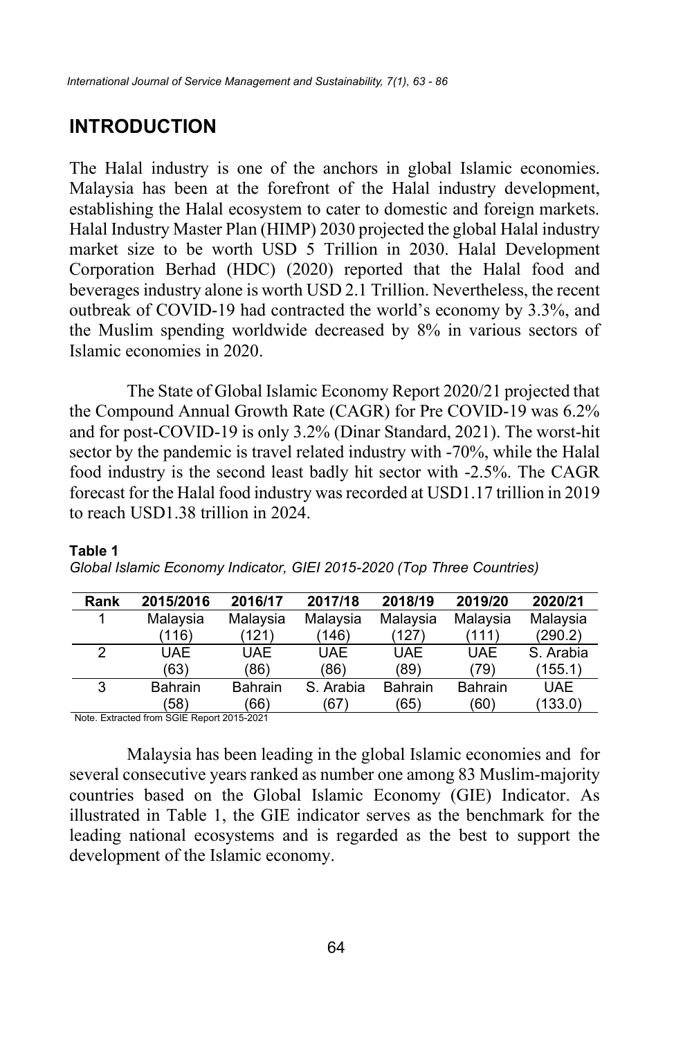## INTRODUCTION

The Halal industry is one of the anchors in global Islamic economies. Malaysia has been at the forefront of the Halal industry development, establishing the Halal ecosystem to cater to domestic and foreign markets. Halal Industry Master Plan (HIMP) 2030 projected the global Halal industry market size to be worth USD 5 Trillion in 2030. Halal Development Corporation Berhad (HDC) (2020) reported that the Halal food and beverages industry alone is worth USD 2.1 Trillion. Nevertheless, the recent outbreak of COVID-19 had contracted the world's economy by 3.3%, and the Muslim spending worldwide decreased by 8% in various sectors of Islamic economies in 2020.

The State of Global Islamic Economy Report 2020/21 projected that the Compound Annual Growth Rate (CAGR) for Pre COVID-19 was 6.2% and for post-COVID-19 is only 3.2% (Dinar Standard, 2021). The worst-hit sector by the pandemic is travel related industry with -70%, while the Halal food industry is the second least badly hit sector with -2.5%. The CAGR forecast for the Halal food industry was recorded at USD1.17 trillion in 2019 to reach USD1.38 trillion in 2024.

**Table 1**

*Global Islamic Economy Indicator, GIEI 2015-2020 (Top Three Countries)*

| Rank | 2015/2016 | 2016/17 | 2017/18 | 2018/19 | 2019/20 | 2020/21 |
|---|---|---|---|---|---|---|
| 1 | Malaysia (116) | Malaysia (121) | Malaysia (146) | Malaysia (127) | Malaysia (111) | Malaysia (290.2) |
| 2 | UAE (63) | UAE (86) | UAE (86) | UAE (89) | UAE (79) | S. Arabia (155.1) |
| 3 | Bahrain (58) | Bahrain (66) | S. Arabia (67) | Bahrain (65) | Bahrain (60) | UAE (133.0) |

Note. Extracted from SGIE Report 2015-2021

Malaysia has been leading in the global Islamic economies and for several consecutive years ranked as number one among 83 Muslim-majority countries based on the Global Islamic Economy (GIE) Indicator. As illustrated in Table 1, the GIE indicator serves as the benchmark for the leading national ecosystems and is regarded as the best to support the development of the Islamic economy.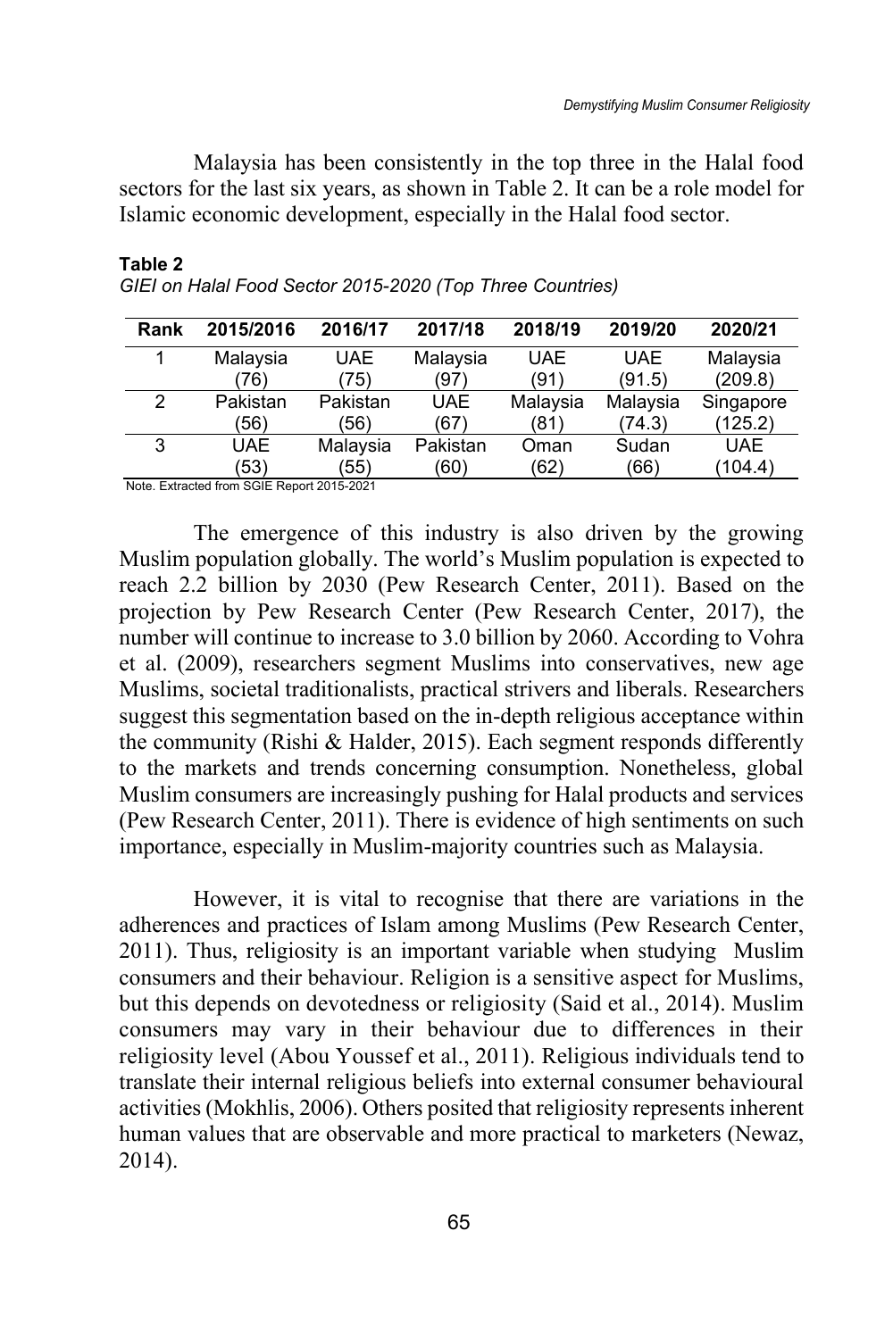Malaysia has been consistently in the top three in the Halal food sectors for the last six years, as shown in Table 2. It can be a role model for Islamic economic development, especially in the Halal food sector.

**Table 2**

*GIEI on Halal Food Sector 2015-2020 (Top Three Countries)*

| Rank | 2015/2016 | 2016/17 | 2017/18 | 2018/19 | 2019/20 | 2020/21 |
|---|---|---|---|---|---|---|
| 1 | Malaysia (76) | UAE (75) | Malaysia (97) | UAE (91) | UAE (91.5) | Malaysia (209.8) |
| 2 | Pakistan (56) | Pakistan (56) | UAE (67) | Malaysia (81) | Malaysia (74.3) | Singapore (125.2) |
| 3 | UAE (53) | Malaysia (55) | Pakistan (60) | Oman (62) | Sudan (66) | UAE (104.4) |

Note. Extracted from SGIE Report 2015-2021

The emergence of this industry is also driven by the growing Muslim population globally. The world's Muslim population is expected to reach 2.2 billion by 2030 (Pew Research Center, 2011). Based on the projection by Pew Research Center (Pew Research Center, 2017), the number will continue to increase to 3.0 billion by 2060. According to Vohra et al. (2009), researchers segment Muslims into conservatives, new age Muslims, societal traditionalists, practical strivers and liberals. Researchers suggest this segmentation based on the in-depth religious acceptance within the community (Rishi & Halder, 2015). Each segment responds differently to the markets and trends concerning consumption. Nonetheless, global Muslim consumers are increasingly pushing for Halal products and services (Pew Research Center, 2011). There is evidence of high sentiments on such importance, especially in Muslim-majority countries such as Malaysia.

However, it is vital to recognise that there are variations in the adherences and practices of Islam among Muslims (Pew Research Center, 2011). Thus, religiosity is an important variable when studying Muslim consumers and their behaviour. Religion is a sensitive aspect for Muslims, but this depends on devotedness or religiosity (Said et al., 2014). Muslim consumers may vary in their behaviour due to differences in their religiosity level (Abou Youssef et al., 2011). Religious individuals tend to translate their internal religious beliefs into external consumer behavioural activities (Mokhlis, 2006). Others posited that religiosity represents inherent human values that are observable and more practical to marketers (Newaz, 2014).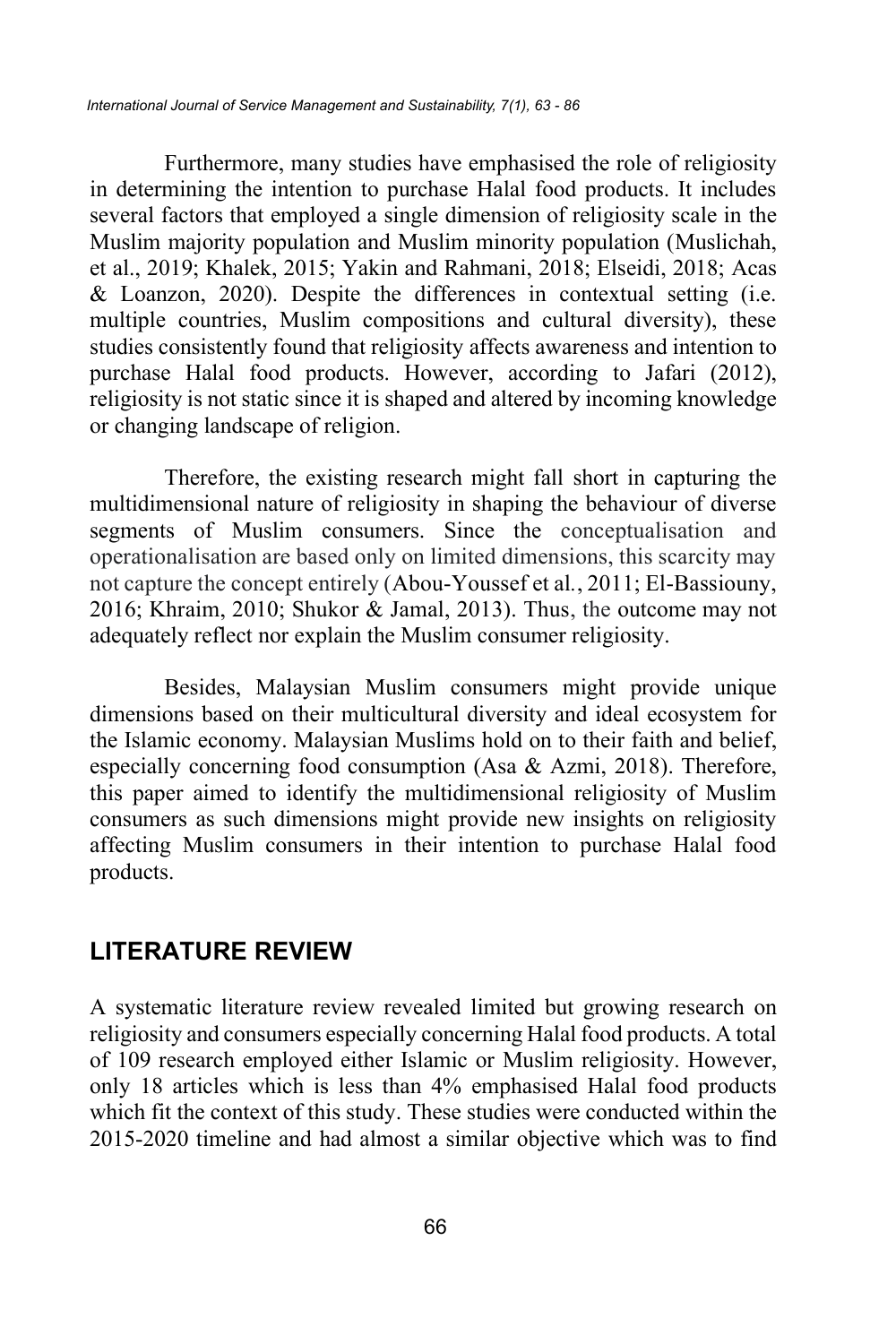Furthermore, many studies have emphasised the role of religiosity in determining the intention to purchase Halal food products. It includes several factors that employed a single dimension of religiosity scale in the Muslim majority population and Muslim minority population (Muslichah, et al., 2019; Khalek, 2015; Yakin and Rahmani, 2018; Elseidi, 2018; Acas & Loanzon, 2020). Despite the differences in contextual setting (i.e. multiple countries, Muslim compositions and cultural diversity), these studies consistently found that religiosity affects awareness and intention to purchase Halal food products. However, according to Jafari (2012), religiosity is not static since it is shaped and altered by incoming knowledge or changing landscape of religion.

Therefore, the existing research might fall short in capturing the multidimensional nature of religiosity in shaping the behaviour of diverse segments of Muslim consumers. Since the conceptualisation and operationalisation are based only on limited dimensions, this scarcity may not capture the concept entirely (Abou-Youssef et al., 2011; El-Bassiouny, 2016; Khraim, 2010; Shukor & Jamal, 2013). Thus, the outcome may not adequately reflect nor explain the Muslim consumer religiosity.

Besides, Malaysian Muslim consumers might provide unique dimensions based on their multicultural diversity and ideal ecosystem for the Islamic economy. Malaysian Muslims hold on to their faith and belief, especially concerning food consumption (Asa & Azmi, 2018). Therefore, this paper aimed to identify the multidimensional religiosity of Muslim consumers as such dimensions might provide new insights on religiosity affecting Muslim consumers in their intention to purchase Halal food products.

## LITERATURE REVIEW

A systematic literature review revealed limited but growing research on religiosity and consumers especially concerning Halal food products. A total of 109 research employed either Islamic or Muslim religiosity. However, only 18 articles which is less than 4% emphasised Halal food products which fit the context of this study. These studies were conducted within the 2015-2020 timeline and had almost a similar objective which was to find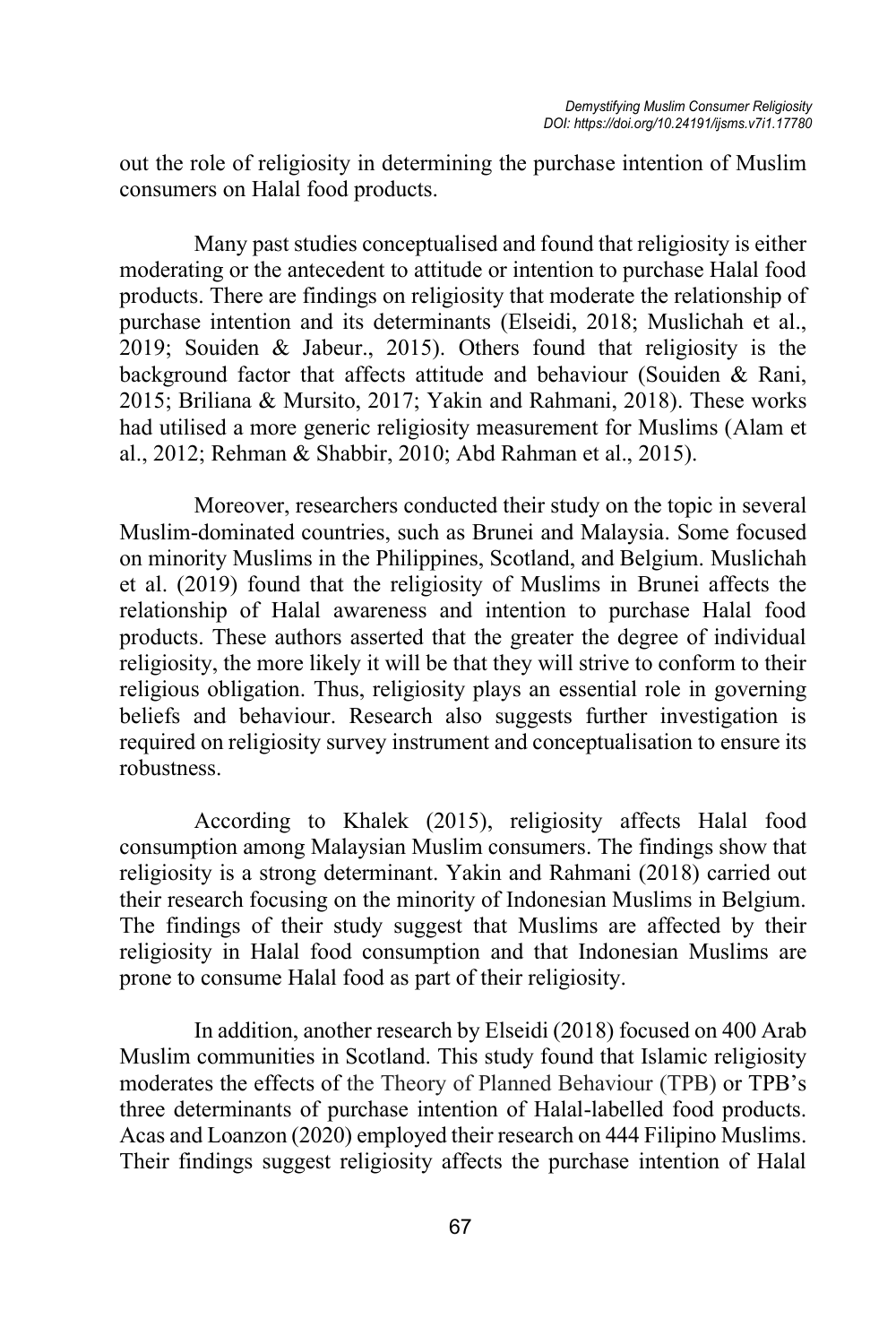out the role of religiosity in determining the purchase intention of Muslim consumers on Halal food products.

Many past studies conceptualised and found that religiosity is either moderating or the antecedent to attitude or intention to purchase Halal food products. There are findings on religiosity that moderate the relationship of purchase intention and its determinants (Elseidi, 2018; Muslichah et al., 2019; Souiden & Jabeur., 2015). Others found that religiosity is the background factor that affects attitude and behaviour (Souiden & Rani, 2015; Briliana & Mursito, 2017; Yakin and Rahmani, 2018). These works had utilised a more generic religiosity measurement for Muslims (Alam et al., 2012; Rehman & Shabbir, 2010; Abd Rahman et al., 2015).

Moreover, researchers conducted their study on the topic in several Muslim-dominated countries, such as Brunei and Malaysia. Some focused on minority Muslims in the Philippines, Scotland, and Belgium. Muslichah et al. (2019) found that the religiosity of Muslims in Brunei affects the relationship of Halal awareness and intention to purchase Halal food products. These authors asserted that the greater the degree of individual religiosity, the more likely it will be that they will strive to conform to their religious obligation. Thus, religiosity plays an essential role in governing beliefs and behaviour. Research also suggests further investigation is required on religiosity survey instrument and conceptualisation to ensure its robustness.

According to Khalek (2015), religiosity affects Halal food consumption among Malaysian Muslim consumers. The findings show that religiosity is a strong determinant. Yakin and Rahmani (2018) carried out their research focusing on the minority of Indonesian Muslims in Belgium. The findings of their study suggest that Muslims are affected by their religiosity in Halal food consumption and that Indonesian Muslims are prone to consume Halal food as part of their religiosity.

In addition, another research by Elseidi (2018) focused on 400 Arab Muslim communities in Scotland. This study found that Islamic religiosity moderates the effects of the Theory of Planned Behaviour (TPB) or TPB's three determinants of purchase intention of Halal-labelled food products. Acas and Loanzon (2020) employed their research on 444 Filipino Muslims. Their findings suggest religiosity affects the purchase intention of Halal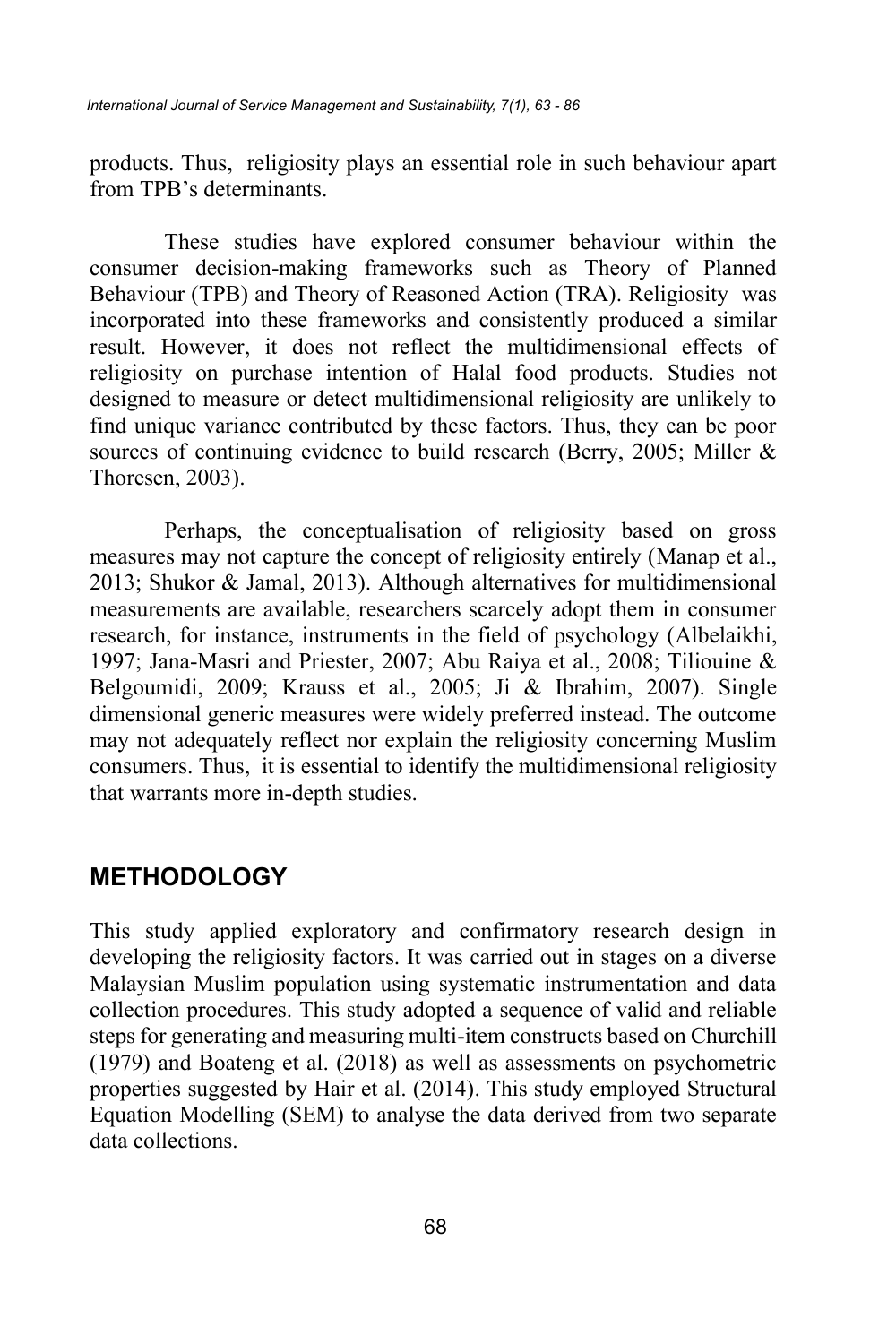products. Thus, religiosity plays an essential role in such behaviour apart from TPB's determinants.

These studies have explored consumer behaviour within the consumer decision-making frameworks such as Theory of Planned Behaviour (TPB) and Theory of Reasoned Action (TRA). Religiosity was incorporated into these frameworks and consistently produced a similar result. However, it does not reflect the multidimensional effects of religiosity on purchase intention of Halal food products. Studies not designed to measure or detect multidimensional religiosity are unlikely to find unique variance contributed by these factors. Thus, they can be poor sources of continuing evidence to build research (Berry, 2005; Miller & Thoresen, 2003).

Perhaps, the conceptualisation of religiosity based on gross measures may not capture the concept of religiosity entirely (Manap et al., 2013; Shukor & Jamal, 2013). Although alternatives for multidimensional measurements are available, researchers scarcely adopt them in consumer research, for instance, instruments in the field of psychology (Albelaikhi, 1997; Jana-Masri and Priester, 2007; Abu Raiya et al., 2008; Tiliouine & Belgoumidi, 2009; Krauss et al., 2005; Ji & Ibrahim, 2007). Single dimensional generic measures were widely preferred instead. The outcome may not adequately reflect nor explain the religiosity concerning Muslim consumers. Thus, it is essential to identify the multidimensional religiosity that warrants more in-depth studies.

## METHODOLOGY

This study applied exploratory and confirmatory research design in developing the religiosity factors. It was carried out in stages on a diverse Malaysian Muslim population using systematic instrumentation and data collection procedures. This study adopted a sequence of valid and reliable steps for generating and measuring multi-item constructs based on Churchill (1979) and Boateng et al. (2018) as well as assessments on psychometric properties suggested by Hair et al. (2014). This study employed Structural Equation Modelling (SEM) to analyse the data derived from two separate data collections.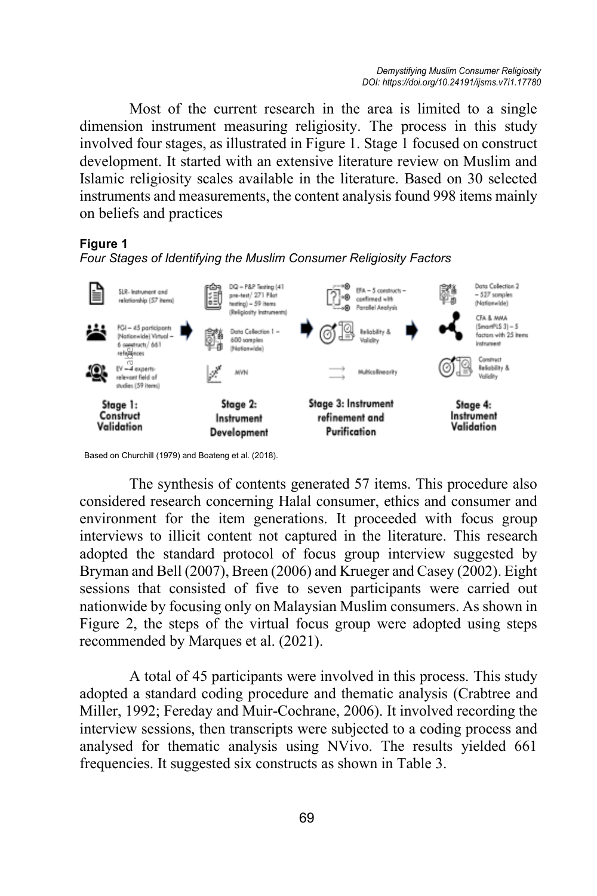Most of the current research in the area is limited to a single dimension instrument measuring religiosity. The process in this study involved four stages, as illustrated in Figure 1. Stage 1 focused on construct development. It started with an extensive literature review on Muslim and Islamic religiosity scales available in the literature. Based on 30 selected instruments and measurements, the content analysis found 998 items mainly on beliefs and practices

**Figure 1**

*Four Stages of Identifying the Muslim Consumer Religiosity Factors*

SLR- Instrument and relationship (57 items)

FGI – 45 participants (Nationwide) Virtual – 6 constructs/ 661 references

EV – 4 experts- relevant field of studies (59 items)

**Stage 1: Construct Validation**

DQ – P&P Testing (41 pre-test/ 271 Pilot testing) – 59 items (Religiosity Instruments)

Data Collection 1 – 600 samples (Nationwide)

MVN

**Stage 2: Instrument Development**

EFA – 5 constructs – confirmed with Parallel Analysis

Reliability & Validity

Multicollinearity

**Stage 3: Instrument refinement and Purification**

Data Collection 2 – 527 samples (Nationwide)

CFA & MMA (SmartPLS 3) – 5 factors with 25 items instrument

Construct Reliability & Validity

**Stage 4: Instrument Validation**

Based on Churchill (1979) and Boateng et al. (2018).

The synthesis of contents generated 57 items. This procedure also considered research concerning Halal consumer, ethics and consumer and environment for the item generations. It proceeded with focus group interviews to illicit content not captured in the literature. This research adopted the standard protocol of focus group interview suggested by Bryman and Bell (2007), Breen (2006) and Krueger and Casey (2002). Eight sessions that consisted of five to seven participants were carried out nationwide by focusing only on Malaysian Muslim consumers. As shown in Figure 2, the steps of the virtual focus group were adopted using steps recommended by Marques et al. (2021).

A total of 45 participants were involved in this process. This study adopted a standard coding procedure and thematic analysis (Crabtree and Miller, 1992; Fereday and Muir-Cochrane, 2006). It involved recording the interview sessions, then transcripts were subjected to a coding process and analysed for thematic analysis using NVivo. The results yielded 661 frequencies. It suggested six constructs as shown in Table 3.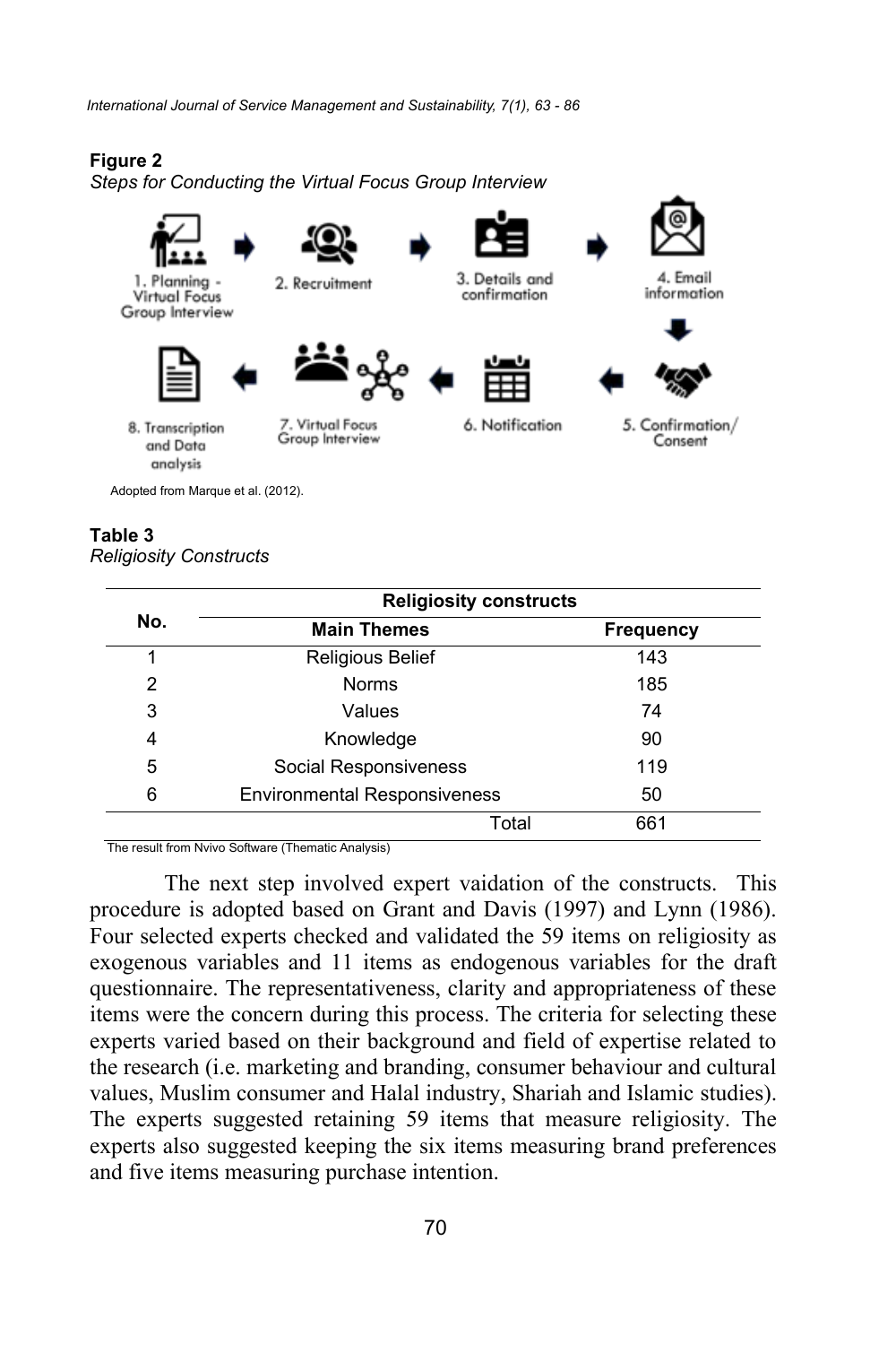**Figure 2**

*Steps for Conducting the Virtual Focus Group Interview*

1. Planning - Virtual Focus Group Interview
2. Recruitment
3. Details and confirmation
4. Email information
5. Confirmation/ Consent
6. Notification
7. Virtual Focus Group Interview
8. Transcription and Data analysis

Adopted from Marque et al. (2012).

**Table 3**

*Religiosity Constructs*

| No. | Religiosity constructs | |
|---|---|---|
| | **Main Themes** | **Frequency** |
| 1 | Religious Belief | 143 |
| 2 | Norms | 185 |
| 3 | Values | 74 |
| 4 | Knowledge | 90 |
| 5 | Social Responsiveness | 119 |
| 6 | Environmental Responsiveness | 50 |
| | Total | 661 |

The result from Nvivo Software (Thematic Analysis)

The next step involved expert vaidation of the constructs. This procedure is adopted based on Grant and Davis (1997) and Lynn (1986). Four selected experts checked and validated the 59 items on religiosity as exogenous variables and 11 items as endogenous variables for the draft questionnaire. The representativeness, clarity and appropriateness of these items were the concern during this process. The criteria for selecting these experts varied based on their background and field of expertise related to the research (i.e. marketing and branding, consumer behaviour and cultural values, Muslim consumer and Halal industry, Shariah and Islamic studies). The experts suggested retaining 59 items that measure religiosity. The experts also suggested keeping the six items measuring brand preferences and five items measuring purchase intention.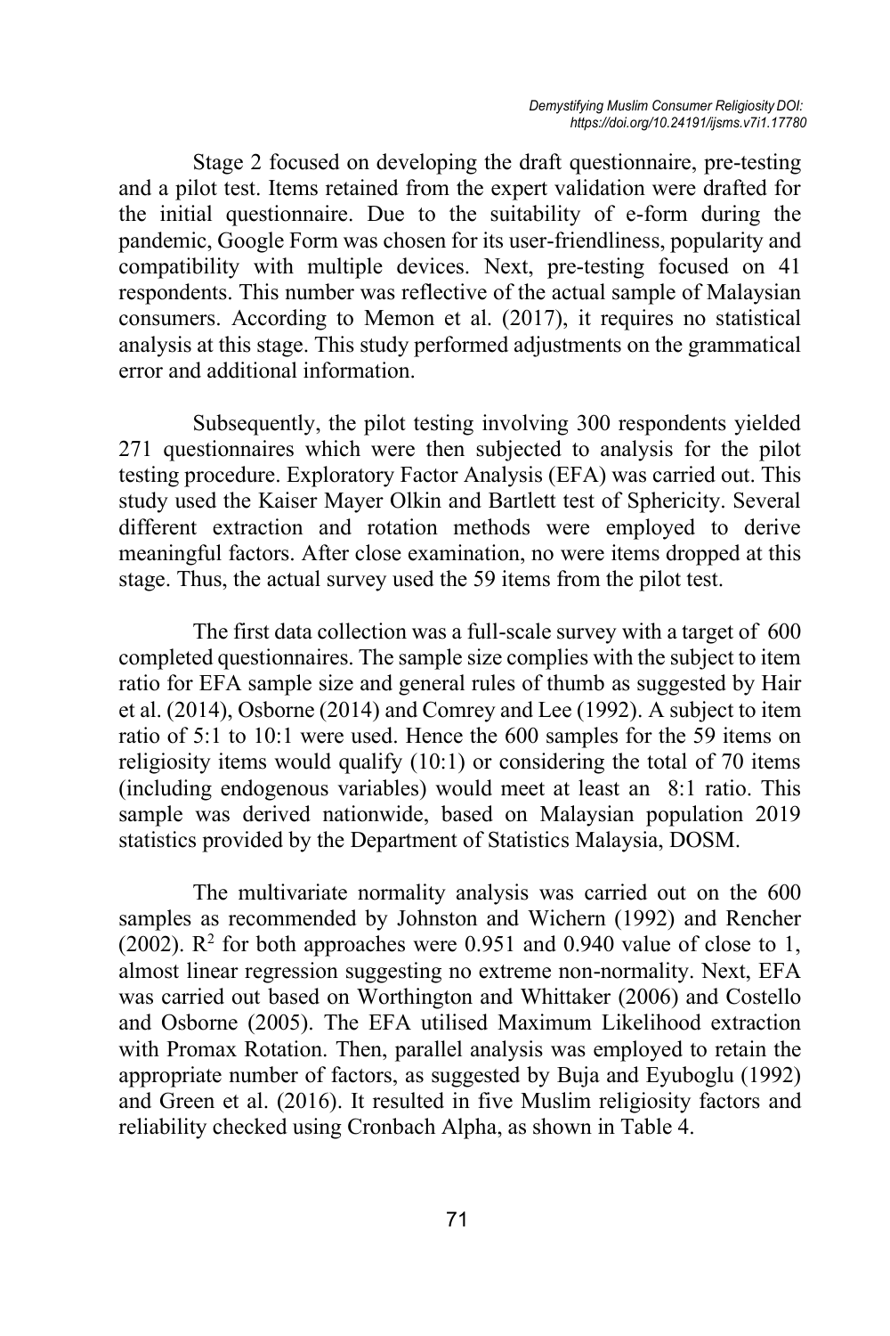Stage 2 focused on developing the draft questionnaire, pre-testing and a pilot test. Items retained from the expert validation were drafted for the initial questionnaire. Due to the suitability of e-form during the pandemic, Google Form was chosen for its user-friendliness, popularity and compatibility with multiple devices. Next, pre-testing focused on 41 respondents. This number was reflective of the actual sample of Malaysian consumers. According to Memon et al. (2017), it requires no statistical analysis at this stage. This study performed adjustments on the grammatical error and additional information.

Subsequently, the pilot testing involving 300 respondents yielded 271 questionnaires which were then subjected to analysis for the pilot testing procedure. Exploratory Factor Analysis (EFA) was carried out. This study used the Kaiser Mayer Olkin and Bartlett test of Sphericity. Several different extraction and rotation methods were employed to derive meaningful factors. After close examination, no were items dropped at this stage. Thus, the actual survey used the 59 items from the pilot test.

The first data collection was a full-scale survey with a target of 600 completed questionnaires. The sample size complies with the subject to item ratio for EFA sample size and general rules of thumb as suggested by Hair et al. (2014), Osborne (2014) and Comrey and Lee (1992). A subject to item ratio of 5:1 to 10:1 were used. Hence the 600 samples for the 59 items on religiosity items would qualify (10:1) or considering the total of 70 items (including endogenous variables) would meet at least an 8:1 ratio. This sample was derived nationwide, based on Malaysian population 2019 statistics provided by the Department of Statistics Malaysia, DOSM.

The multivariate normality analysis was carried out on the 600 samples as recommended by Johnston and Wichern (1992) and Rencher (2002). $R^2$ for both approaches were 0.951 and 0.940 value of close to 1, almost linear regression suggesting no extreme non-normality. Next, EFA was carried out based on Worthington and Whittaker (2006) and Costello and Osborne (2005). The EFA utilised Maximum Likelihood extraction with Promax Rotation. Then, parallel analysis was employed to retain the appropriate number of factors, as suggested by Buja and Eyuboglu (1992) and Green et al. (2016). It resulted in five Muslim religiosity factors and reliability checked using Cronbach Alpha, as shown in Table 4.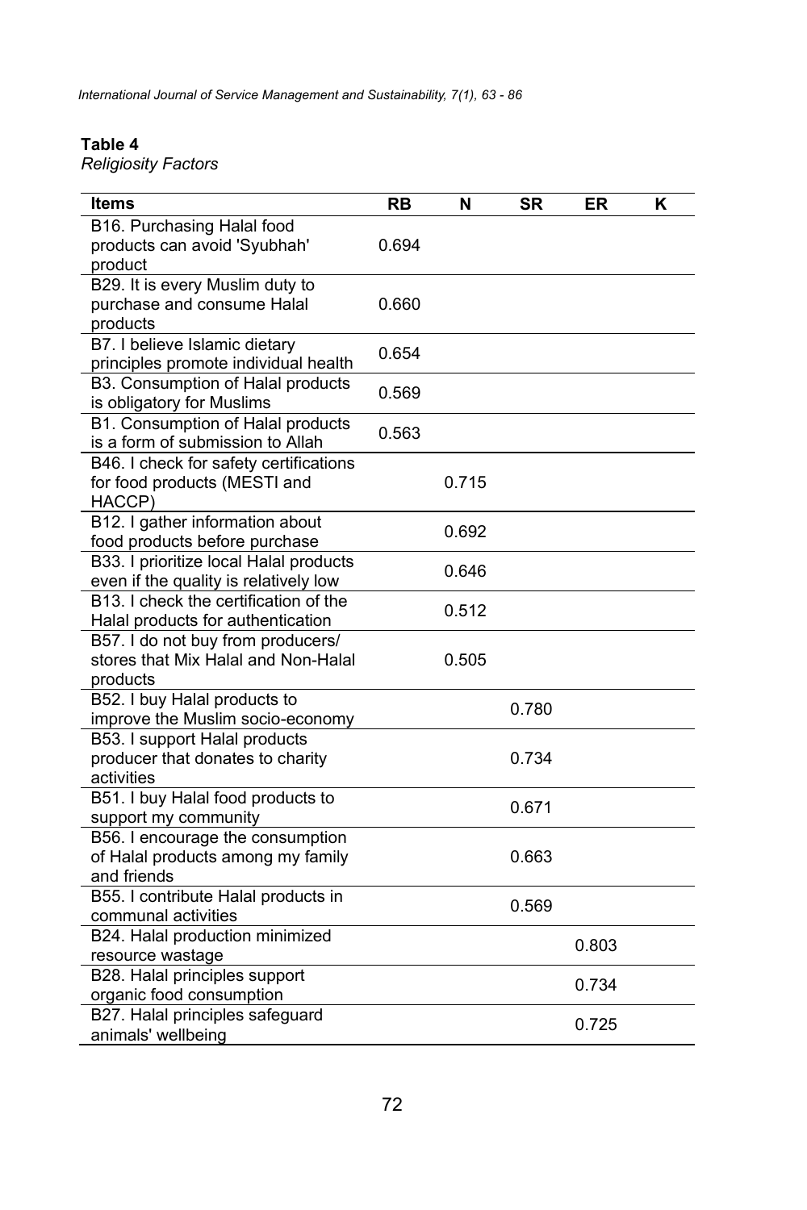**Table 4**

*Religiosity Factors*

| Items | RB | N | SR | ER | K |
|---|---|---|---|---|---|
| B16. Purchasing Halal food products can avoid 'Syubhah' product | 0.694 | | | | |
| B29. It is every Muslim duty to purchase and consume Halal products | 0.660 | | | | |
| B7. I believe Islamic dietary principles promote individual health | 0.654 | | | | |
| B3. Consumption of Halal products is obligatory for Muslims | 0.569 | | | | |
| B1. Consumption of Halal products is a form of submission to Allah | 0.563 | | | | |
| B46. I check for safety certifications for food products (MESTI and HACCP) | | 0.715 | | | |
| B12. I gather information about food products before purchase | | 0.692 | | | |
| B33. I prioritize local Halal products even if the quality is relatively low | | 0.646 | | | |
| B13. I check the certification of the Halal products for authentication | | 0.512 | | | |
| B57. I do not buy from producers/ stores that Mix Halal and Non-Halal products | | 0.505 | | | |
| B52. I buy Halal products to improve the Muslim socio-economy | | | 0.780 | | |
| B53. I support Halal products producer that donates to charity activities | | | 0.734 | | |
| B51. I buy Halal food products to support my community | | | 0.671 | | |
| B56. I encourage the consumption of Halal products among my family and friends | | | 0.663 | | |
| B55. I contribute Halal products in communal activities | | | 0.569 | | |
| B24. Halal production minimized resource wastage | | | | 0.803 | |
| B28. Halal principles support organic food consumption | | | | 0.734 | |
| B27. Halal principles safeguard animals' wellbeing | | | | 0.725 | |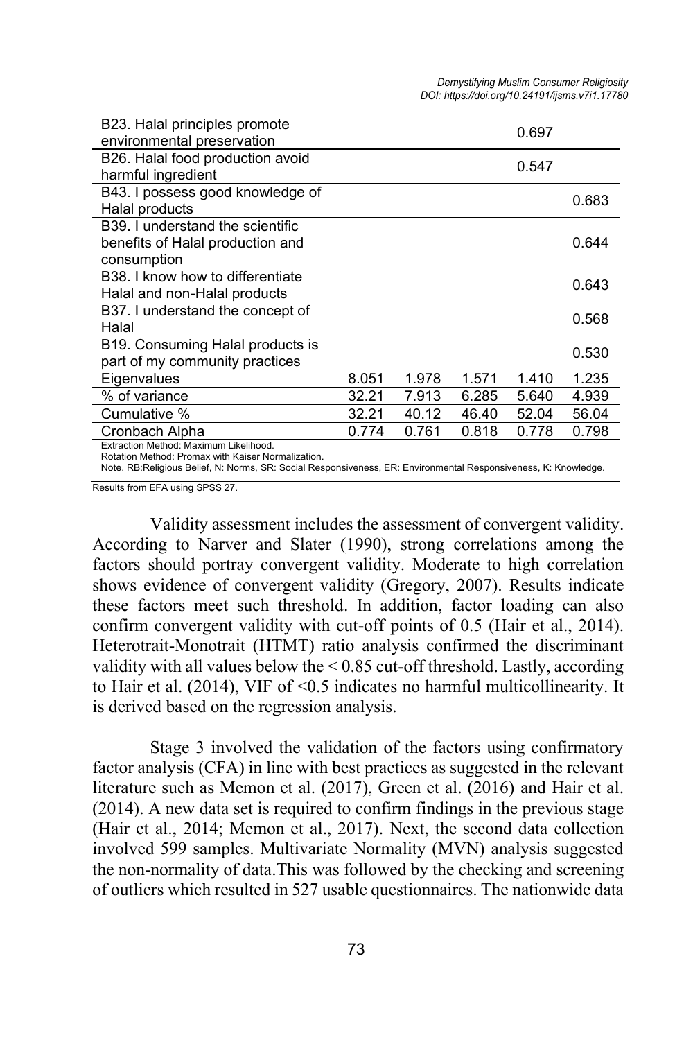| | | | | | |
|---|---|---|---|---|---|
| B23. Halal principles promote environmental preservation | | | | 0.697 | |
| B26. Halal food production avoid harmful ingredient | | | | 0.547 | |
| B43. I possess good knowledge of Halal products | | | | | 0.683 |
| B39. I understand the scientific benefits of Halal production and consumption | | | | | 0.644 |
| B38. I know how to differentiate Halal and non-Halal products | | | | | 0.643 |
| B37. I understand the concept of Halal | | | | | 0.568 |
| B19. Consuming Halal products is part of my community practices | | | | | 0.530 |
| Eigenvalues | 8.051 | 1.978 | 1.571 | 1.410 | 1.235 |
| % of variance | 32.21 | 7.913 | 6.285 | 5.640 | 4.939 |
| Cumulative % | 32.21 | 40.12 | 46.40 | 52.04 | 56.04 |
| Cronbach Alpha | 0.774 | 0.761 | 0.818 | 0.778 | 0.798 |

Extraction Method: Maximum Likelihood.
Rotation Method: Promax with Kaiser Normalization.
Note. RB:Religious Belief, N: Norms, SR: Social Responsiveness, ER: Environmental Responsiveness, K: Knowledge.

Results from EFA using SPSS 27.

Validity assessment includes the assessment of convergent validity. According to Narver and Slater (1990), strong correlations among the factors should portray convergent validity. Moderate to high correlation shows evidence of convergent validity (Gregory, 2007). Results indicate these factors meet such threshold. In addition, factor loading can also confirm convergent validity with cut-off points of 0.5 (Hair et al., 2014). Heterotrait-Monotrait (HTMT) ratio analysis confirmed the discriminant validity with all values below the < 0.85 cut-off threshold. Lastly, according to Hair et al. (2014), VIF of <0.5 indicates no harmful multicollinearity. It is derived based on the regression analysis.

Stage 3 involved the validation of the factors using confirmatory factor analysis (CFA) in line with best practices as suggested in the relevant literature such as Memon et al. (2017), Green et al. (2016) and Hair et al. (2014). A new data set is required to confirm findings in the previous stage (Hair et al., 2014; Memon et al., 2017). Next, the second data collection involved 599 samples. Multivariate Normality (MVN) analysis suggested the non-normality of data.This was followed by the checking and screening of outliers which resulted in 527 usable questionnaires. The nationwide data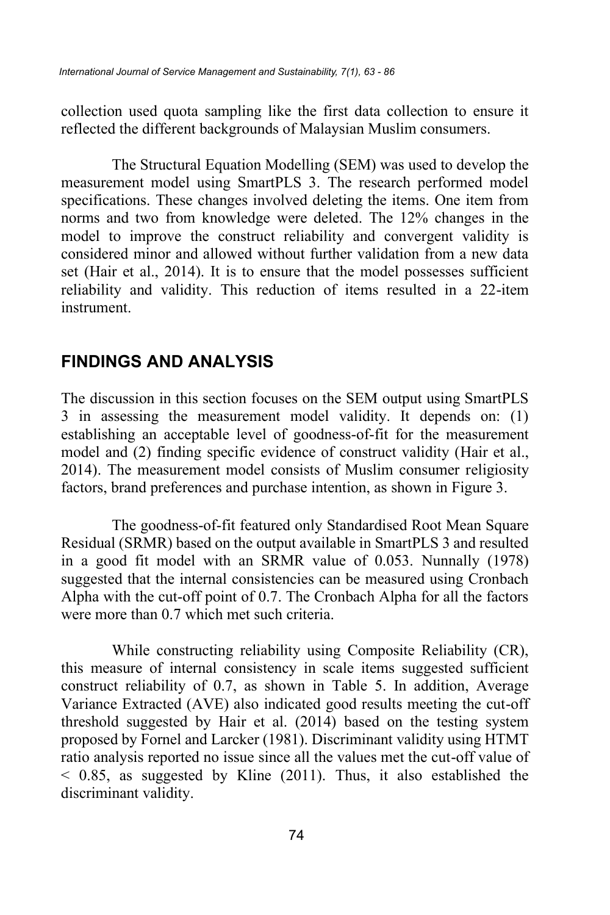collection used quota sampling like the first data collection to ensure it reflected the different backgrounds of Malaysian Muslim consumers.

The Structural Equation Modelling (SEM) was used to develop the measurement model using SmartPLS 3. The research performed model specifications. These changes involved deleting the items. One item from norms and two from knowledge were deleted. The 12% changes in the model to improve the construct reliability and convergent validity is considered minor and allowed without further validation from a new data set (Hair et al., 2014). It is to ensure that the model possesses sufficient reliability and validity. This reduction of items resulted in a 22-item instrument.

## FINDINGS AND ANALYSIS

The discussion in this section focuses on the SEM output using SmartPLS 3 in assessing the measurement model validity. It depends on: (1) establishing an acceptable level of goodness-of-fit for the measurement model and (2) finding specific evidence of construct validity (Hair et al., 2014). The measurement model consists of Muslim consumer religiosity factors, brand preferences and purchase intention, as shown in Figure 3.

The goodness-of-fit featured only Standardised Root Mean Square Residual (SRMR) based on the output available in SmartPLS 3 and resulted in a good fit model with an SRMR value of 0.053. Nunnally (1978) suggested that the internal consistencies can be measured using Cronbach Alpha with the cut-off point of 0.7. The Cronbach Alpha for all the factors were more than 0.7 which met such criteria.

While constructing reliability using Composite Reliability (CR), this measure of internal consistency in scale items suggested sufficient construct reliability of 0.7, as shown in Table 5. In addition, Average Variance Extracted (AVE) also indicated good results meeting the cut-off threshold suggested by Hair et al. (2014) based on the testing system proposed by Fornel and Larcker (1981). Discriminant validity using HTMT ratio analysis reported no issue since all the values met the cut-off value of < 0.85, as suggested by Kline (2011). Thus, it also established the discriminant validity.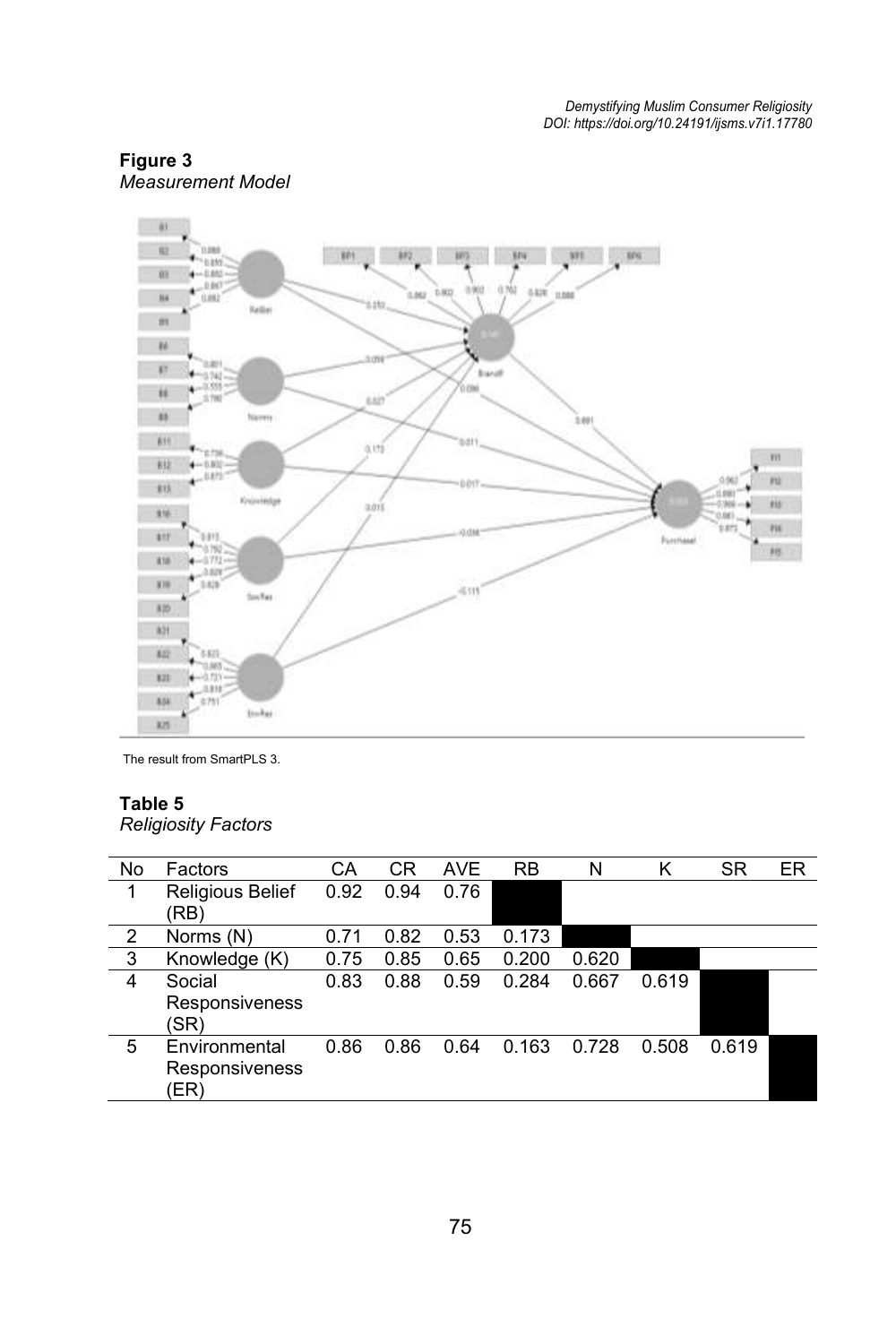**Figure 3**
*Measurement Model*

The result from SmartPLS 3.

**Table 5**
*Religiosity Factors*

| No | Factors | CA | CR | AVE | RB | N | K | SR | ER |
|---|---|---|---|---|---|---|---|---|---|
| 1 | Religious Belief (RB) | 0.92 | 0.94 | 0.76 | | | | | |
| 2 | Norms (N) | 0.71 | 0.82 | 0.53 | 0.173 | | | | |
| 3 | Knowledge (K) | 0.75 | 0.85 | 0.65 | 0.200 | 0.620 | | | |
| 4 | Social Responsiveness (SR) | 0.83 | 0.88 | 0.59 | 0.284 | 0.667 | 0.619 | | |
| 5 | Environmental Responsiveness (ER) | 0.86 | 0.86 | 0.64 | 0.163 | 0.728 | 0.508 | 0.619 | |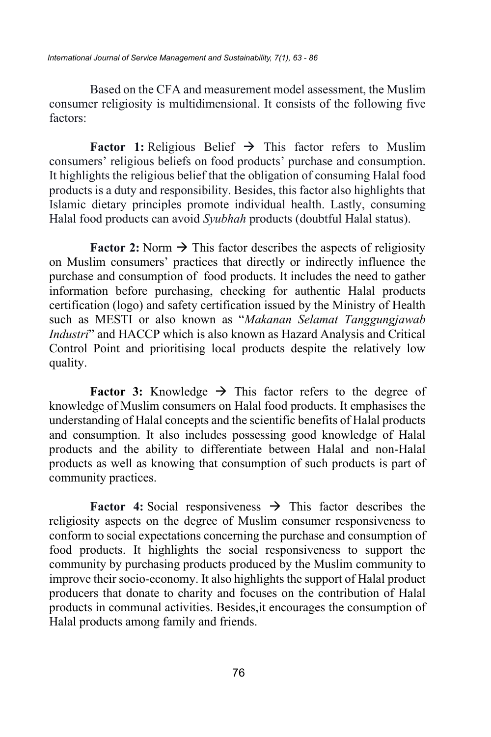Based on the CFA and measurement model assessment, the Muslim consumer religiosity is multidimensional. It consists of the following five factors:

**Factor 1:** Religious Belief → This factor refers to Muslim consumers' religious beliefs on food products' purchase and consumption. It highlights the religious belief that the obligation of consuming Halal food products is a duty and responsibility. Besides, this factor also highlights that Islamic dietary principles promote individual health. Lastly, consuming Halal food products can avoid *Syubhah* products (doubtful Halal status).

**Factor 2:** Norm → This factor describes the aspects of religiosity on Muslim consumers' practices that directly or indirectly influence the purchase and consumption of food products. It includes the need to gather information before purchasing, checking for authentic Halal products certification (logo) and safety certification issued by the Ministry of Health such as MESTI or also known as "*Makanan Selamat Tanggungjawab Industri*" and HACCP which is also known as Hazard Analysis and Critical Control Point and prioritising local products despite the relatively low quality.

**Factor 3:** Knowledge → This factor refers to the degree of knowledge of Muslim consumers on Halal food products. It emphasises the understanding of Halal concepts and the scientific benefits of Halal products and consumption. It also includes possessing good knowledge of Halal products and the ability to differentiate between Halal and non-Halal products as well as knowing that consumption of such products is part of community practices.

**Factor 4:** Social responsiveness → This factor describes the religiosity aspects on the degree of Muslim consumer responsiveness to conform to social expectations concerning the purchase and consumption of food products. It highlights the social responsiveness to support the community by purchasing products produced by the Muslim community to improve their socio-economy. It also highlights the support of Halal product producers that donate to charity and focuses on the contribution of Halal products in communal activities. Besides,it encourages the consumption of Halal products among family and friends.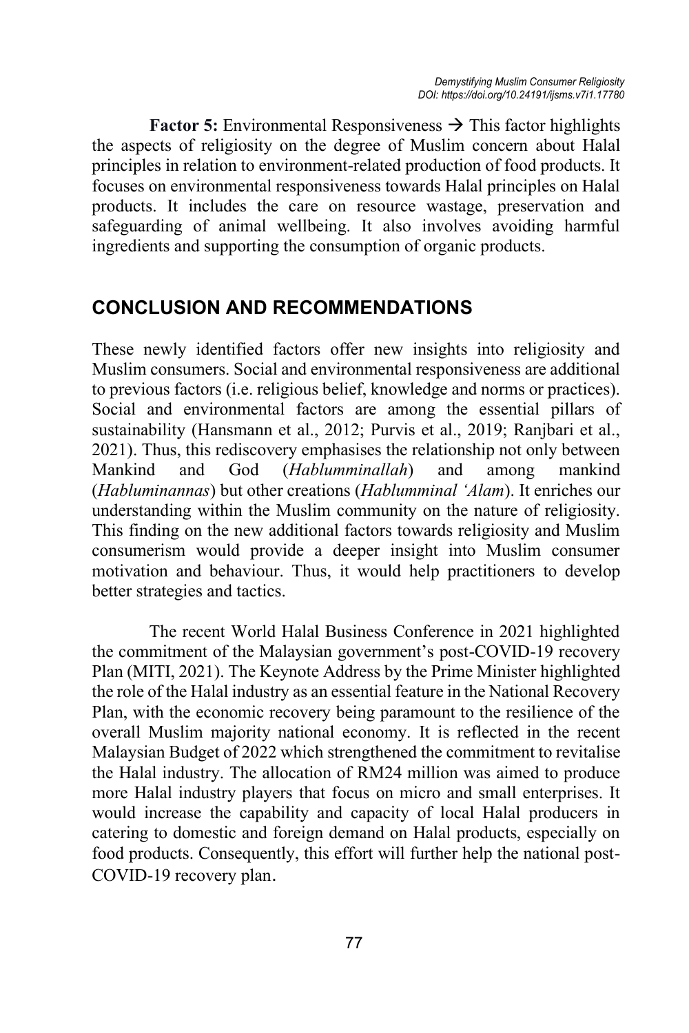**Factor 5:** Environmental Responsiveness → This factor highlights the aspects of religiosity on the degree of Muslim concern about Halal principles in relation to environment-related production of food products. It focuses on environmental responsiveness towards Halal principles on Halal products. It includes the care on resource wastage, preservation and safeguarding of animal wellbeing. It also involves avoiding harmful ingredients and supporting the consumption of organic products.

## CONCLUSION AND RECOMMENDATIONS

These newly identified factors offer new insights into religiosity and Muslim consumers. Social and environmental responsiveness are additional to previous factors (i.e. religious belief, knowledge and norms or practices). Social and environmental factors are among the essential pillars of sustainability (Hansmann et al., 2012; Purvis et al., 2019; Ranjbari et al., 2021). Thus, this rediscovery emphasises the relationship not only between Mankind and God (*Hablumminallah*) and among mankind (*Habluminannas*) but other creations (*Hablumminal 'Alam*). It enriches our understanding within the Muslim community on the nature of religiosity. This finding on the new additional factors towards religiosity and Muslim consumerism would provide a deeper insight into Muslim consumer motivation and behaviour. Thus, it would help practitioners to develop better strategies and tactics.

The recent World Halal Business Conference in 2021 highlighted the commitment of the Malaysian government's post-COVID-19 recovery Plan (MITI, 2021). The Keynote Address by the Prime Minister highlighted the role of the Halal industry as an essential feature in the National Recovery Plan, with the economic recovery being paramount to the resilience of the overall Muslim majority national economy. It is reflected in the recent Malaysian Budget of 2022 which strengthened the commitment to revitalise the Halal industry. The allocation of RM24 million was aimed to produce more Halal industry players that focus on micro and small enterprises. It would increase the capability and capacity of local Halal producers in catering to domestic and foreign demand on Halal products, especially on food products. Consequently, this effort will further help the national post-COVID-19 recovery plan.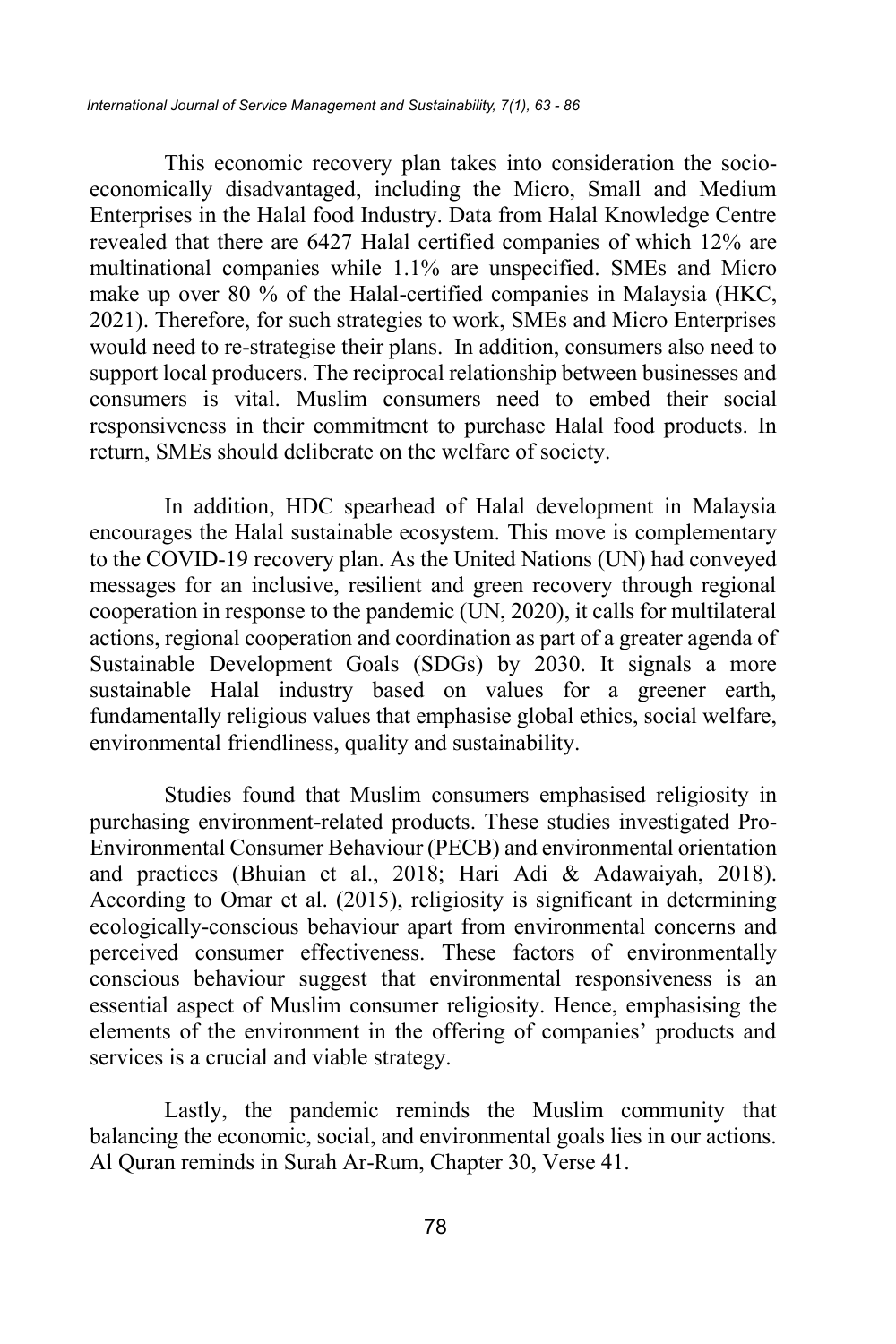This economic recovery plan takes into consideration the socio-economically disadvantaged, including the Micro, Small and Medium Enterprises in the Halal food Industry. Data from Halal Knowledge Centre revealed that there are 6427 Halal certified companies of which 12% are multinational companies while 1.1% are unspecified. SMEs and Micro make up over 80 % of the Halal-certified companies in Malaysia (HKC, 2021). Therefore, for such strategies to work, SMEs and Micro Enterprises would need to re-strategise their plans. In addition, consumers also need to support local producers. The reciprocal relationship between businesses and consumers is vital. Muslim consumers need to embed their social responsiveness in their commitment to purchase Halal food products. In return, SMEs should deliberate on the welfare of society.

In addition, HDC spearhead of Halal development in Malaysia encourages the Halal sustainable ecosystem. This move is complementary to the COVID-19 recovery plan. As the United Nations (UN) had conveyed messages for an inclusive, resilient and green recovery through regional cooperation in response to the pandemic (UN, 2020), it calls for multilateral actions, regional cooperation and coordination as part of a greater agenda of Sustainable Development Goals (SDGs) by 2030. It signals a more sustainable Halal industry based on values for a greener earth, fundamentally religious values that emphasise global ethics, social welfare, environmental friendliness, quality and sustainability.

Studies found that Muslim consumers emphasised religiosity in purchasing environment-related products. These studies investigated Pro-Environmental Consumer Behaviour (PECB) and environmental orientation and practices (Bhuian et al., 2018; Hari Adi & Adawaiyah, 2018). According to Omar et al. (2015), religiosity is significant in determining ecologically-conscious behaviour apart from environmental concerns and perceived consumer effectiveness. These factors of environmentally conscious behaviour suggest that environmental responsiveness is an essential aspect of Muslim consumer religiosity. Hence, emphasising the elements of the environment in the offering of companies' products and services is a crucial and viable strategy.

Lastly, the pandemic reminds the Muslim community that balancing the economic, social, and environmental goals lies in our actions. Al Quran reminds in Surah Ar-Rum, Chapter 30, Verse 41.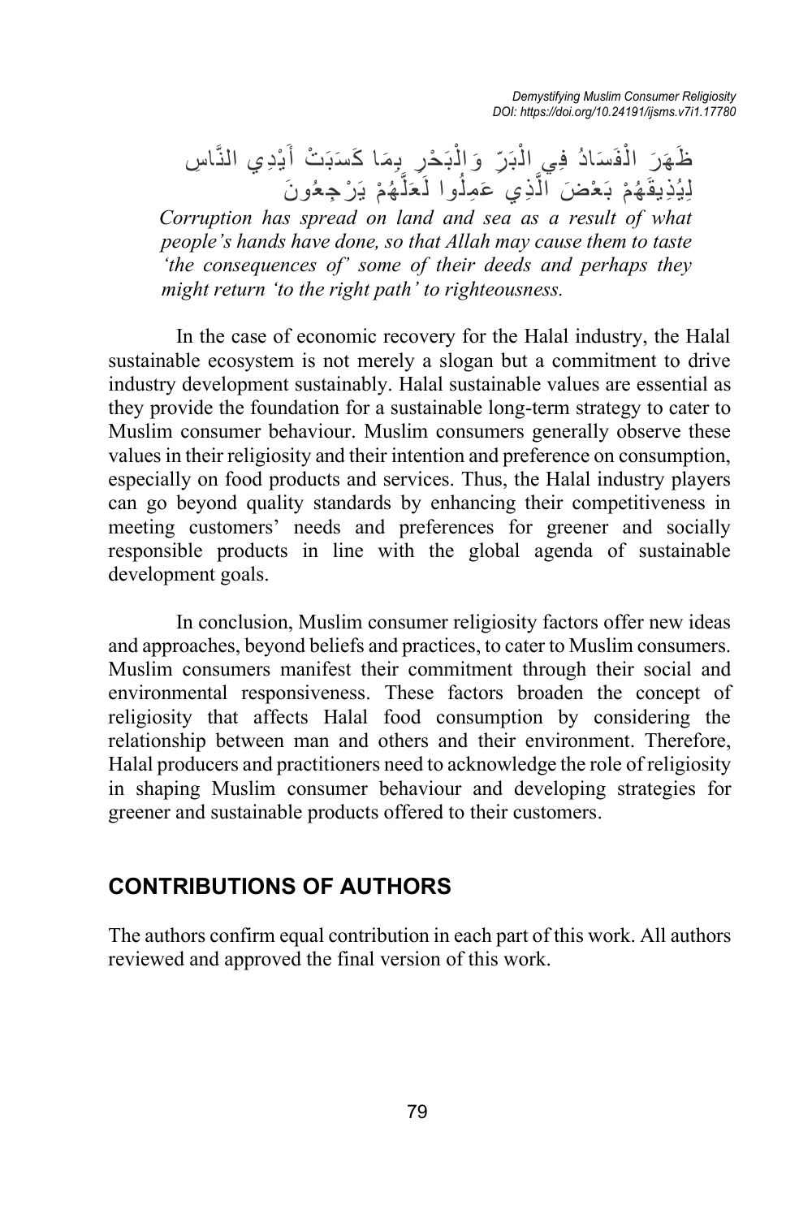ظَهَرَ الْفَسَادُ فِي الْبَرِّ وَالْبَحْرِ بِمَا كَسَبَتْ أَيْدِي النَّاسِ لِيُذِيقَهُمْ بَعْضَ الَّذِي عَمِلُوا لَعَلَّهُمْ يَرْجِعُونَ

*Corruption has spread on land and sea as a result of what people's hands have done, so that Allah may cause them to taste 'the consequences of' some of their deeds and perhaps they might return 'to the right path' to righteousness.*

In the case of economic recovery for the Halal industry, the Halal sustainable ecosystem is not merely a slogan but a commitment to drive industry development sustainably. Halal sustainable values are essential as they provide the foundation for a sustainable long-term strategy to cater to Muslim consumer behaviour. Muslim consumers generally observe these values in their religiosity and their intention and preference on consumption, especially on food products and services. Thus, the Halal industry players can go beyond quality standards by enhancing their competitiveness in meeting customers' needs and preferences for greener and socially responsible products in line with the global agenda of sustainable development goals.

In conclusion, Muslim consumer religiosity factors offer new ideas and approaches, beyond beliefs and practices, to cater to Muslim consumers. Muslim consumers manifest their commitment through their social and environmental responsiveness. These factors broaden the concept of religiosity that affects Halal food consumption by considering the relationship between man and others and their environment. Therefore, Halal producers and practitioners need to acknowledge the role of religiosity in shaping Muslim consumer behaviour and developing strategies for greener and sustainable products offered to their customers.

## CONTRIBUTIONS OF AUTHORS

The authors confirm equal contribution in each part of this work. All authors reviewed and approved the final version of this work.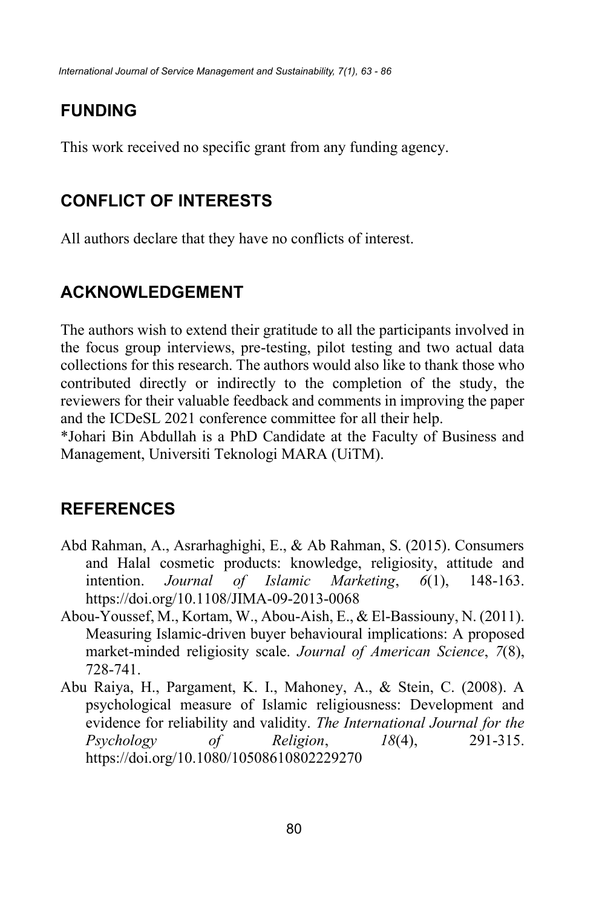## FUNDING

This work received no specific grant from any funding agency.

## CONFLICT OF INTERESTS

All authors declare that they have no conflicts of interest.

## ACKNOWLEDGEMENT

The authors wish to extend their gratitude to all the participants involved in the focus group interviews, pre-testing, pilot testing and two actual data collections for this research. The authors would also like to thank those who contributed directly or indirectly to the completion of the study, the reviewers for their valuable feedback and comments in improving the paper and the ICDeSL 2021 conference committee for all their help.
*Johari Bin Abdullah is a PhD Candidate at the Faculty of Business and Management, Universiti Teknologi MARA (UiTM).

## REFERENCES

Abd Rahman, A., Asrarhaghighi, E., & Ab Rahman, S. (2015). Consumers and Halal cosmetic products: knowledge, religiosity, attitude and intention. *Journal of Islamic Marketing*, *6*(1), 148-163. https://doi.org/10.1108/JIMA-09-2013-0068

Abou-Youssef, M., Kortam, W., Abou-Aish, E., & El-Bassiouny, N. (2011). Measuring Islamic-driven buyer behavioural implications: A proposed market-minded religiosity scale. *Journal of American Science*, *7*(8), 728-741.

Abu Raiya, H., Pargament, K. I., Mahoney, A., & Stein, C. (2008). A psychological measure of Islamic religiousness: Development and evidence for reliability and validity. *The International Journal for the Psychology of Religion*, *18*(4), 291-315. https://doi.org/10.1080/10508610802229270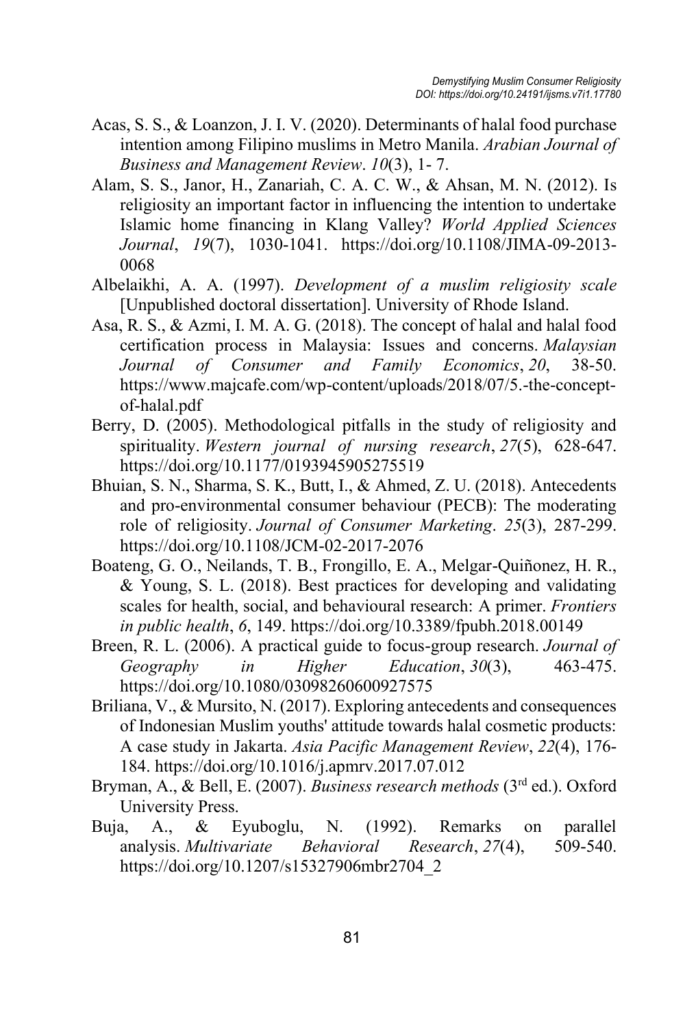Acas, S. S., & Loanzon, J. I. V. (2020). Determinants of halal food purchase intention among Filipino muslims in Metro Manila. *Arabian Journal of Business and Management Review*. *10*(3), 1- 7.

Alam, S. S., Janor, H., Zanariah, C. A. C. W., & Ahsan, M. N. (2012). Is religiosity an important factor in influencing the intention to undertake Islamic home financing in Klang Valley? *World Applied Sciences Journal*, *19*(7), 1030-1041. https://doi.org/10.1108/JIMA-09-2013-0068

Albelaikhi, A. A. (1997). *Development of a muslim religiosity scale* [Unpublished doctoral dissertation]. University of Rhode Island.

Asa, R. S., & Azmi, I. M. A. G. (2018). The concept of halal and halal food certification process in Malaysia: Issues and concerns. *Malaysian Journal of Consumer and Family Economics*, *20*, 38-50. https://www.majcafe.com/wp-content/uploads/2018/07/5.-the-concept-of-halal.pdf

Berry, D. (2005). Methodological pitfalls in the study of religiosity and spirituality. *Western journal of nursing research*, *27*(5), 628-647. https://doi.org/10.1177/0193945905275519

Bhuian, S. N., Sharma, S. K., Butt, I., & Ahmed, Z. U. (2018). Antecedents and pro-environmental consumer behaviour (PECB): The moderating role of religiosity. *Journal of Consumer Marketing*. *25*(3), 287-299. https://doi.org/10.1108/JCM-02-2017-2076

Boateng, G. O., Neilands, T. B., Frongillo, E. A., Melgar-Quiñonez, H. R., & Young, S. L. (2018). Best practices for developing and validating scales for health, social, and behavioural research: A primer. *Frontiers in public health*, *6*, 149. https://doi.org/10.3389/fpubh.2018.00149

Breen, R. L. (2006). A practical guide to focus-group research. *Journal of Geography in Higher Education*, *30*(3), 463-475. https://doi.org/10.1080/03098260600927575

Briliana, V., & Mursito, N. (2017). Exploring antecedents and consequences of Indonesian Muslim youths' attitude towards halal cosmetic products: A case study in Jakarta. *Asia Pacific Management Review*, *22*(4), 176-184. https://doi.org/10.1016/j.apmrv.2017.07.012

Bryman, A., & Bell, E. (2007). *Business research methods* (3rd ed.). Oxford University Press.

Buja, A., & Eyuboglu, N. (1992). Remarks on parallel analysis. *Multivariate Behavioral Research*, *27*(4), 509-540. https://doi.org/10.1207/s15327906mbr2704_2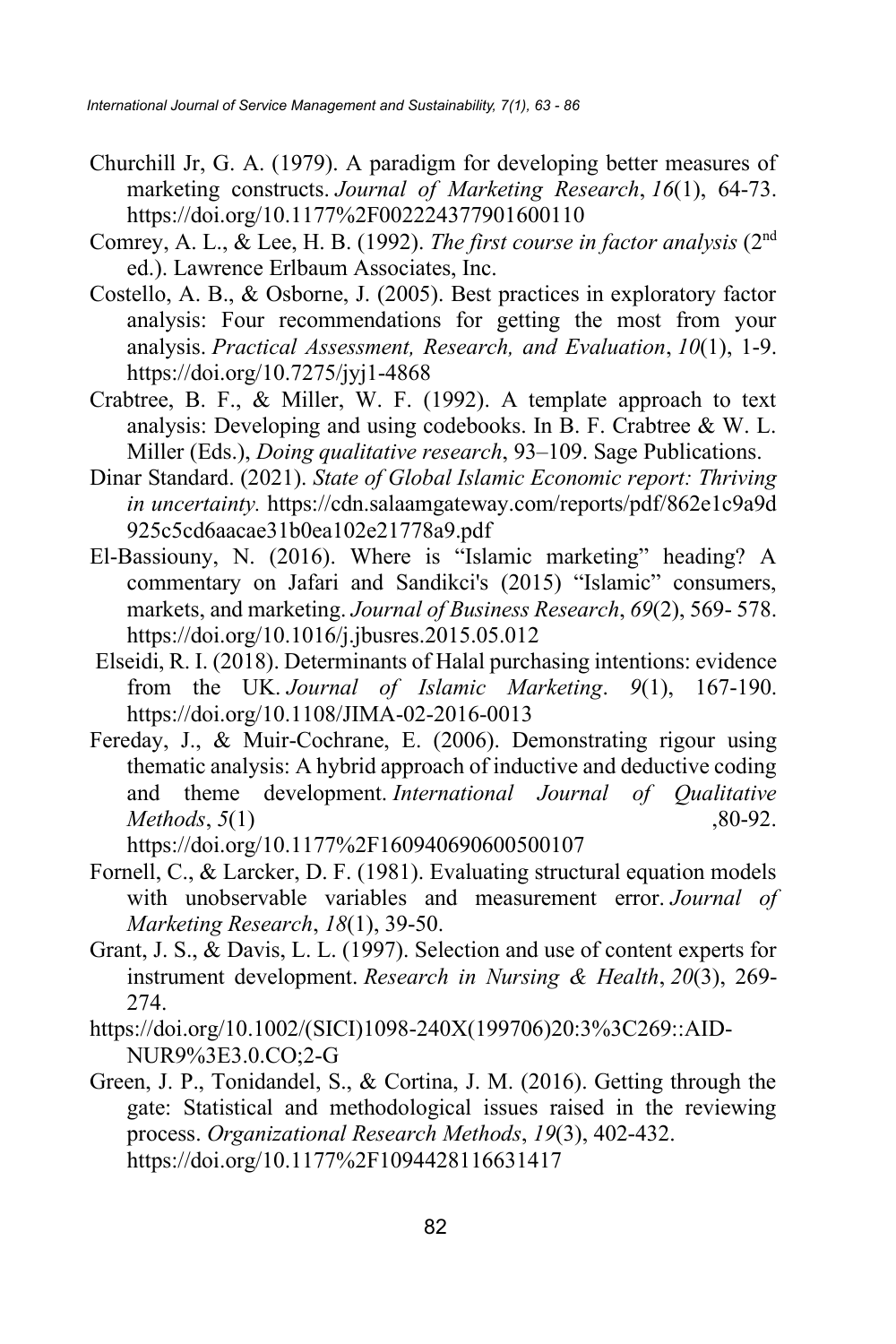Churchill Jr, G. A. (1979). A paradigm for developing better measures of marketing constructs. *Journal of Marketing Research*, *16*(1), 64-73. https://doi.org/10.1177%2F002224377901600110

Comrey, A. L., & Lee, H. B. (1992). *The first course in factor analysis* (2nd ed.). Lawrence Erlbaum Associates, Inc.

Costello, A. B., & Osborne, J. (2005). Best practices in exploratory factor analysis: Four recommendations for getting the most from your analysis. *Practical Assessment, Research, and Evaluation*, *10*(1), 1-9. https://doi.org/10.7275/jyj1-4868

Crabtree, B. F., & Miller, W. F. (1992). A template approach to text analysis: Developing and using codebooks. In B. F. Crabtree & W. L. Miller (Eds.), *Doing qualitative research*, 93–109. Sage Publications.

Dinar Standard. (2021). *State of Global Islamic Economic report: Thriving in uncertainty.* https://cdn.salaamgateway.com/reports/pdf/862e1c9a9d925c5cd6aacae31b0ea102e21778a9.pdf

El-Bassiouny, N. (2016). Where is "Islamic marketing" heading? A commentary on Jafari and Sandikci's (2015) "Islamic" consumers, markets, and marketing. *Journal of Business Research*, *69*(2), 569- 578. https://doi.org/10.1016/j.jbusres.2015.05.012

Elseidi, R. I. (2018). Determinants of Halal purchasing intentions: evidence from the UK. *Journal of Islamic Marketing*. *9*(1), 167-190. https://doi.org/10.1108/JIMA-02-2016-0013

Fereday, J., & Muir-Cochrane, E. (2006). Demonstrating rigour using thematic analysis: A hybrid approach of inductive and deductive coding and theme development. *International Journal of Qualitative Methods*, *5*(1) ,80-92. https://doi.org/10.1177%2F160940690600500107

Fornell, C., & Larcker, D. F. (1981). Evaluating structural equation models with unobservable variables and measurement error. *Journal of Marketing Research*, *18*(1), 39-50.

Grant, J. S., & Davis, L. L. (1997). Selection and use of content experts for instrument development. *Research in Nursing & Health*, *20*(3), 269-274.

https://doi.org/10.1002/(SICI)1098-240X(199706)20:3%3C269::AID-NUR9%3E3.0.CO;2-G

Green, J. P., Tonidandel, S., & Cortina, J. M. (2016). Getting through the gate: Statistical and methodological issues raised in the reviewing process. *Organizational Research Methods*, *19*(3), 402-432. https://doi.org/10.1177%2F1094428116631417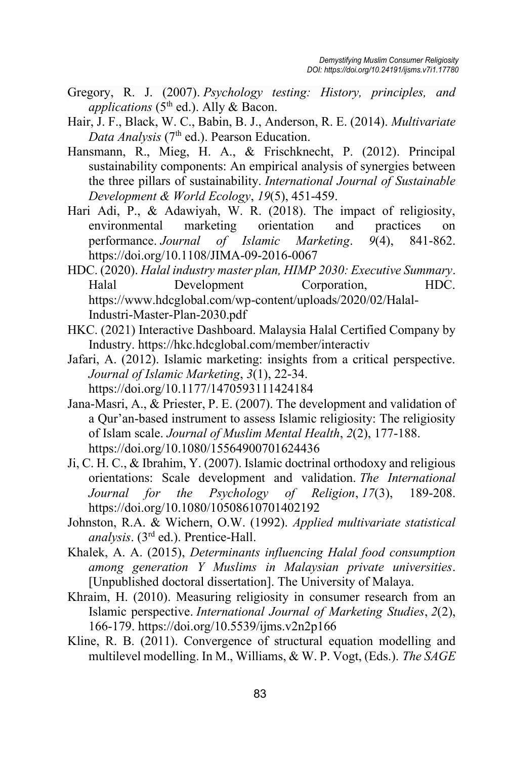Gregory, R. J. (2007). *Psychology testing: History, principles, and applications* (5th ed.). Ally & Bacon.

Hair, J. F., Black, W. C., Babin, B. J., Anderson, R. E. (2014). *Multivariate Data Analysis* (7th ed.). Pearson Education.

Hansmann, R., Mieg, H. A., & Frischknecht, P. (2012). Principal sustainability components: An empirical analysis of synergies between the three pillars of sustainability. *International Journal of Sustainable Development & World Ecology*, *19*(5), 451-459.

Hari Adi, P., & Adawiyah, W. R. (2018). The impact of religiosity, environmental marketing orientation and practices on performance. *Journal of Islamic Marketing*. *9*(4), 841-862. https://doi.org/10.1108/JIMA-09-2016-0067

HDC. (2020). *Halal industry master plan, HIMP 2030: Executive Summary*. Halal Development Corporation, HDC. https://www.hdcglobal.com/wp-content/uploads/2020/02/Halal-Industri-Master-Plan-2030.pdf

HKC. (2021) Interactive Dashboard. Malaysia Halal Certified Company by Industry. https://hkc.hdcglobal.com/member/interactiv

Jafari, A. (2012). Islamic marketing: insights from a critical perspective. *Journal of Islamic Marketing*, *3*(1), 22-34. https://doi.org/10.1177/1470593111424184

Jana-Masri, A., & Priester, P. E. (2007). The development and validation of a Qur'an-based instrument to assess Islamic religiosity: The religiosity of Islam scale. *Journal of Muslim Mental Health*, *2*(2), 177-188. https://doi.org/10.1080/15564900701624436

Ji, C. H. C., & Ibrahim, Y. (2007). Islamic doctrinal orthodoxy and religious orientations: Scale development and validation. *The International Journal for the Psychology of Religion*, *17*(3), 189-208. https://doi.org/10.1080/10508610701402192

Johnston, R.A. & Wichern, O.W. (1992). *Applied multivariate statistical analysis*. (3rd ed.). Prentice-Hall.

Khalek, A. A. (2015), *Determinants influencing Halal food consumption among generation Y Muslims in Malaysian private universities*. [Unpublished doctoral dissertation]. The University of Malaya.

Khraim, H. (2010). Measuring religiosity in consumer research from an Islamic perspective. *International Journal of Marketing Studies*, *2*(2), 166-179. https://doi.org/10.5539/ijms.v2n2p166

Kline, R. B. (2011). Convergence of structural equation modelling and multilevel modelling. In M., Williams, & W. P. Vogt, (Eds.). *The SAGE*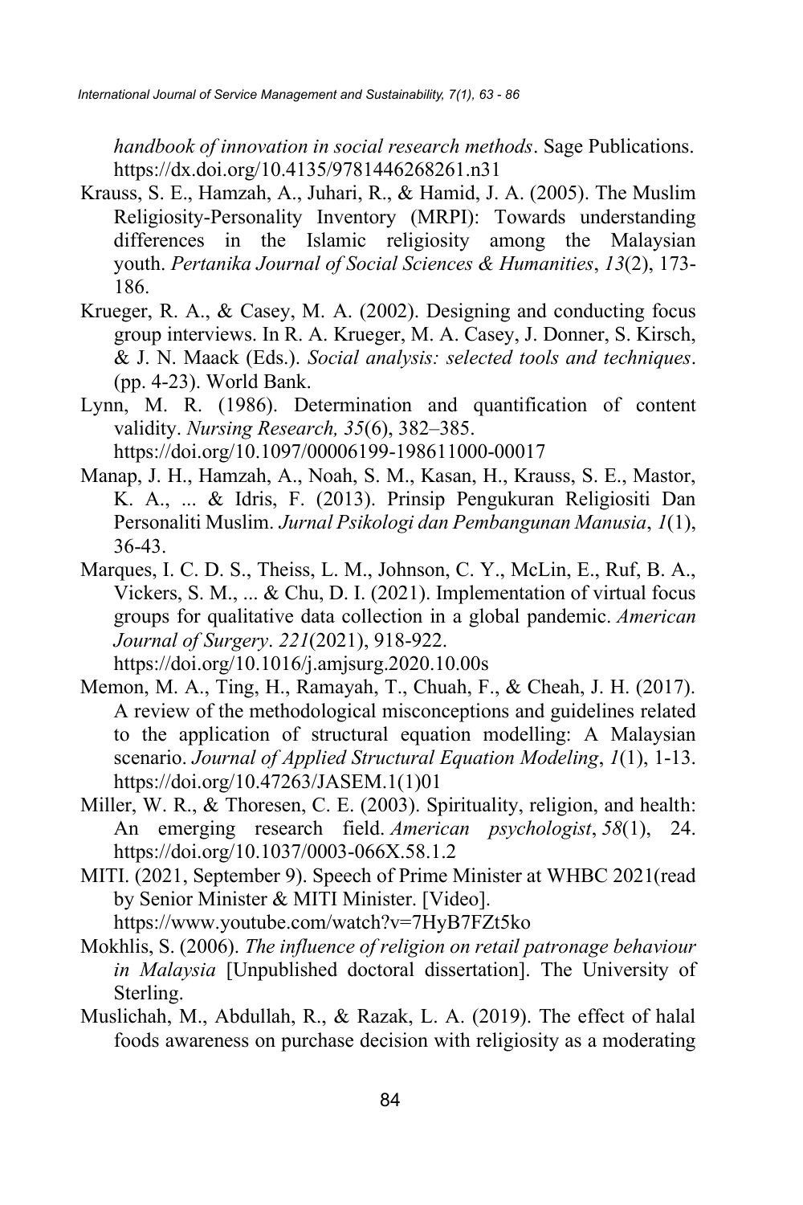*handbook of innovation in social research methods*. Sage Publications. https://dx.doi.org/10.4135/9781446268261.n31

Krauss, S. E., Hamzah, A., Juhari, R., & Hamid, J. A. (2005). The Muslim Religiosity-Personality Inventory (MRPI): Towards understanding differences in the Islamic religiosity among the Malaysian youth. *Pertanika Journal of Social Sciences & Humanities*, *13*(2), 173-186.

Krueger, R. A., & Casey, M. A. (2002). Designing and conducting focus group interviews. In R. A. Krueger, M. A. Casey, J. Donner, S. Kirsch, & J. N. Maack (Eds.). *Social analysis: selected tools and techniques*. (pp. 4-23). World Bank.

Lynn, M. R. (1986). Determination and quantification of content validity. *Nursing Research, 35*(6), 382–385. https://doi.org/10.1097/00006199-198611000-00017

Manap, J. H., Hamzah, A., Noah, S. M., Kasan, H., Krauss, S. E., Mastor, K. A., ... & Idris, F. (2013). Prinsip Pengukuran Religiositi Dan Personaliti Muslim. *Jurnal Psikologi dan Pembangunan Manusia*, *1*(1), 36-43.

Marques, I. C. D. S., Theiss, L. M., Johnson, C. Y., McLin, E., Ruf, B. A., Vickers, S. M., ... & Chu, D. I. (2021). Implementation of virtual focus groups for qualitative data collection in a global pandemic. *American Journal of Surgery*. *221*(2021), 918-922. https://doi.org/10.1016/j.amjsurg.2020.10.00s

Memon, M. A., Ting, H., Ramayah, T., Chuah, F., & Cheah, J. H. (2017). A review of the methodological misconceptions and guidelines related to the application of structural equation modelling: A Malaysian scenario. *Journal of Applied Structural Equation Modeling*, *1*(1), 1-13. https://doi.org/10.47263/JASEM.1(1)01

Miller, W. R., & Thoresen, C. E. (2003). Spirituality, religion, and health: An emerging research field. *American psychologist*, *58*(1), 24. https://doi.org/10.1037/0003-066X.58.1.2

MITI. (2021, September 9). Speech of Prime Minister at WHBC 2021(read by Senior Minister & MITI Minister. [Video]. https://www.youtube.com/watch?v=7HyB7FZt5ko

Mokhlis, S. (2006). *The influence of religion on retail patronage behaviour in Malaysia* [Unpublished doctoral dissertation]. The University of Sterling.

Muslichah, M., Abdullah, R., & Razak, L. A. (2019). The effect of halal foods awareness on purchase decision with religiosity as a moderating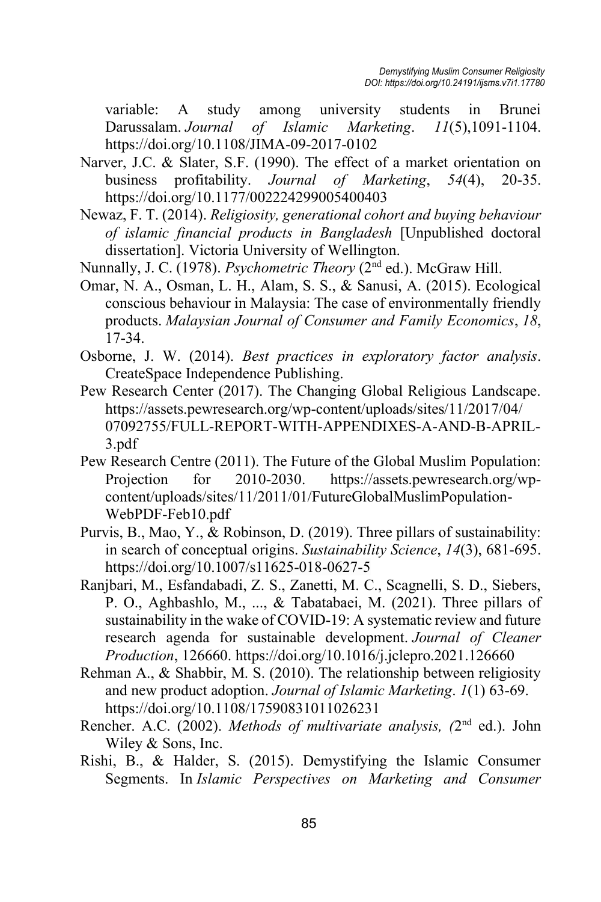variable: A study among university students in Brunei Darussalam. *Journal of Islamic Marketing*. *11*(5),1091-1104. https://doi.org/10.1108/JIMA-09-2017-0102

Narver, J.C. & Slater, S.F. (1990). The effect of a market orientation on business profitability. *Journal of Marketing*, *54*(4), 20-35. https://doi.org/10.1177/002224299005400403

Newaz, F. T. (2014). *Religiosity, generational cohort and buying behaviour of islamic financial products in Bangladesh* [Unpublished doctoral dissertation]. Victoria University of Wellington.

Nunnally, J. C. (1978). *Psychometric Theory* (2nd ed.). McGraw Hill.

Omar, N. A., Osman, L. H., Alam, S. S., & Sanusi, A. (2015). Ecological conscious behaviour in Malaysia: The case of environmentally friendly products. *Malaysian Journal of Consumer and Family Economics*, *18*, 17-34.

Osborne, J. W. (2014). *Best practices in exploratory factor analysis*. CreateSpace Independence Publishing.

Pew Research Center (2017). The Changing Global Religious Landscape. https://assets.pewresearch.org/wp-content/uploads/sites/11/2017/04/07092755/FULL-REPORT-WITH-APPENDIXES-A-AND-B-APRIL-3.pdf

Pew Research Centre (2011). The Future of the Global Muslim Population: Projection for 2010-2030. https://assets.pewresearch.org/wp-content/uploads/sites/11/2011/01/FutureGlobalMuslimPopulation-WebPDF-Feb10.pdf

Purvis, B., Mao, Y., & Robinson, D. (2019). Three pillars of sustainability: in search of conceptual origins. *Sustainability Science*, *14*(3), 681-695. https://doi.org/10.1007/s11625-018-0627-5

Ranjbari, M., Esfandabadi, Z. S., Zanetti, M. C., Scagnelli, S. D., Siebers, P. O., Aghbashlo, M., ..., & Tabatabaei, M. (2021). Three pillars of sustainability in the wake of COVID-19: A systematic review and future research agenda for sustainable development. *Journal of Cleaner Production*, 126660. https://doi.org/10.1016/j.jclepro.2021.126660

Rehman A., & Shabbir, M. S. (2010). The relationship between religiosity and new product adoption. *Journal of Islamic Marketing*. *1*(1) 63-69. https://doi.org/10.1108/17590831011026231

Rencher. A.C. (2002). *Methods of multivariate analysis, (*2nd ed.). John Wiley & Sons, Inc.

Rishi, B., & Halder, S. (2015). Demystifying the Islamic Consumer Segments. In *Islamic Perspectives on Marketing and Consumer*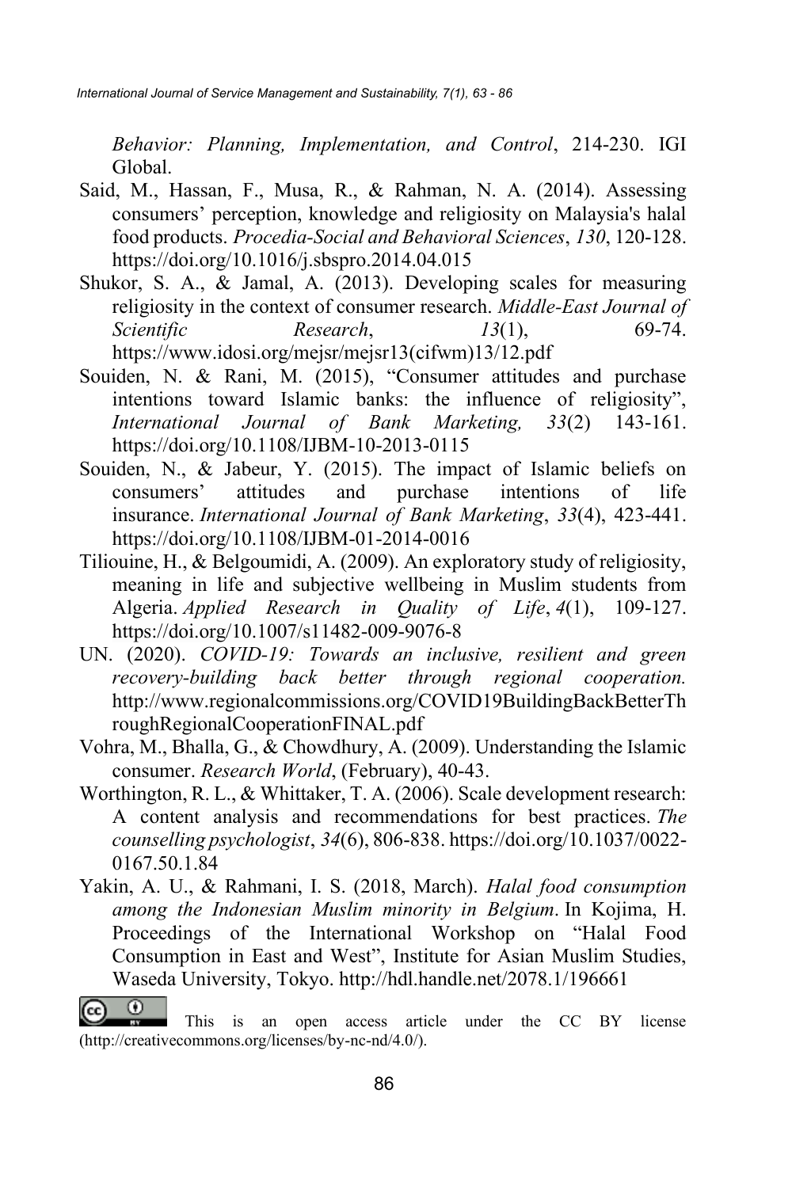*Behavior: Planning, Implementation, and Control*, 214-230. IGI Global.

Said, M., Hassan, F., Musa, R., & Rahman, N. A. (2014). Assessing consumers' perception, knowledge and religiosity on Malaysia's halal food products. *Procedia-Social and Behavioral Sciences*, *130*, 120-128. https://doi.org/10.1016/j.sbspro.2014.04.015

Shukor, S. A., & Jamal, A. (2013). Developing scales for measuring religiosity in the context of consumer research. *Middle-East Journal of Scientific Research*, *13*(1), 69-74. https://www.idosi.org/mejsr/mejsr13(cifwm)13/12.pdf

Souiden, N. & Rani, M. (2015), "Consumer attitudes and purchase intentions toward Islamic banks: the influence of religiosity", *International Journal of Bank Marketing, 33*(2) 143-161. https://doi.org/10.1108/IJBM-10-2013-0115

Souiden, N., & Jabeur, Y. (2015). The impact of Islamic beliefs on consumers' attitudes and purchase intentions of life insurance. *International Journal of Bank Marketing*, *33*(4), 423-441. https://doi.org/10.1108/IJBM-01-2014-0016

Tiliouine, H., & Belgoumidi, A. (2009). An exploratory study of religiosity, meaning in life and subjective wellbeing in Muslim students from Algeria. *Applied Research in Quality of Life*, *4*(1), 109-127. https://doi.org/10.1007/s11482-009-9076-8

UN. (2020). *COVID-19: Towards an inclusive, resilient and green recovery-building back better through regional cooperation.* http://www.regionalcommissions.org/COVID19BuildingBackBetterThroughRegionalCooperationFINAL.pdf

Vohra, M., Bhalla, G., & Chowdhury, A. (2009). Understanding the Islamic consumer. *Research World*, (February), 40-43.

Worthington, R. L., & Whittaker, T. A. (2006). Scale development research: A content analysis and recommendations for best practices. *The counselling psychologist*, *34*(6), 806-838. https://doi.org/10.1037/0022-0167.50.1.84

Yakin, A. U., & Rahmani, I. S. (2018, March). *Halal food consumption among the Indonesian Muslim minority in Belgium*. In Kojima, H. Proceedings of the International Workshop on "Halal Food Consumption in East and West", Institute for Asian Muslim Studies, Waseda University, Tokyo. http://hdl.handle.net/2078.1/196661

This is an open access article under the CC BY license (http://creativecommons.org/licenses/by-nc-nd/4.0/).